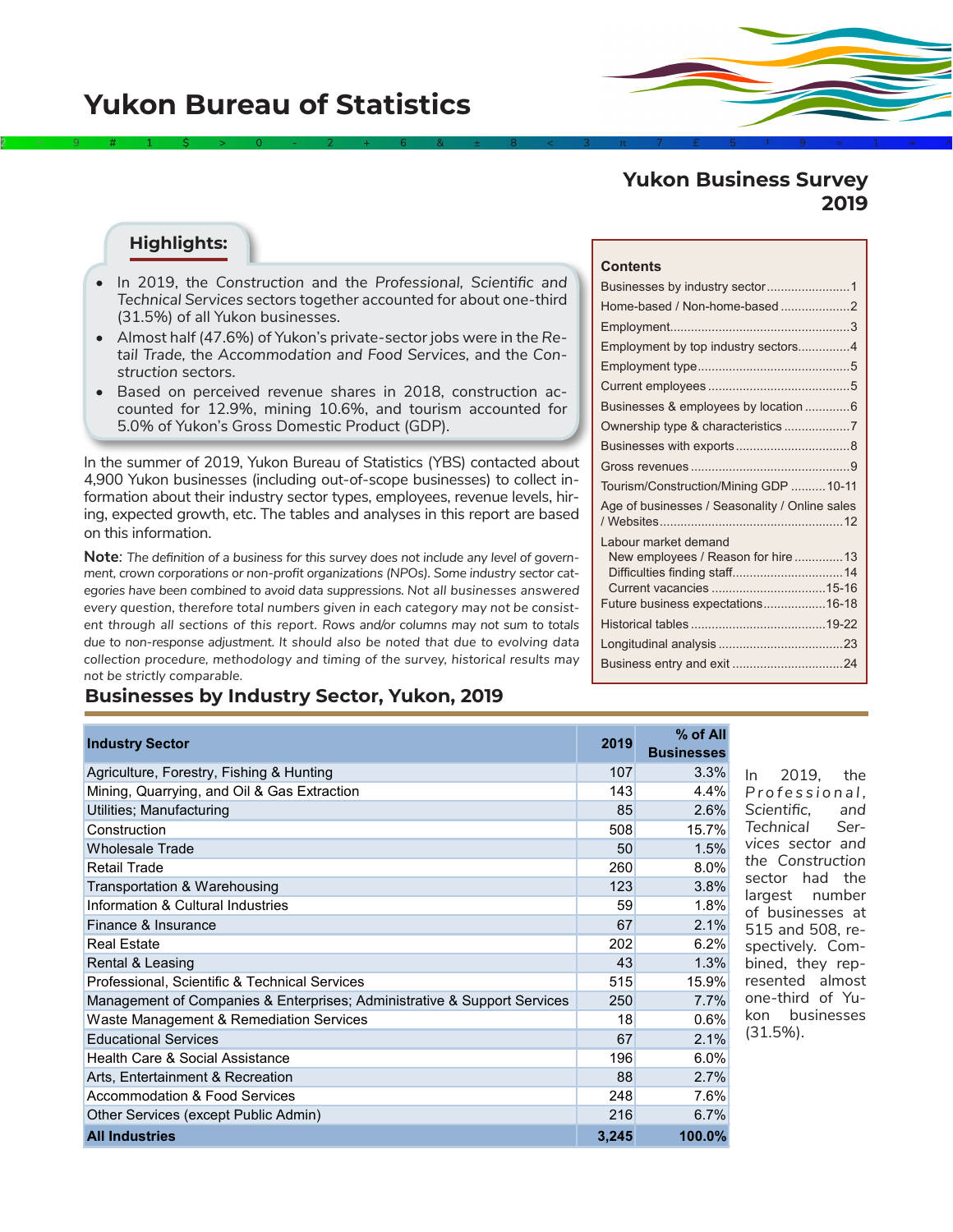# Yukon Bureau of Statistics

## Yukon Business Survey 2019

### Highlights:

- In 2019, the *Construction* and the *Professional, Scientific and Technical Services* sectors together accounted for about one-third (31.5%) of all Yukon businesses.
- Almost half (47.6%) of Yukon's private-sector jobs were in the *Retail Trade*, the *Accommodation and Food Services*, and the *Construction* sectors.
- Based on perceived revenue shares in 2018, construction accounted for 12.9%, mining 10.6%, and tourism accounted for 5.0% of Yukon's Gross Domestic Product (GDP).

**Contents**

- Businesses by industry sector........................1
- Home-based / Non-home-based....................2
- Employment....................................................3
- Employment by top industry sectors...............4
- Employment type............................................5
- Current employees.........................................5
- Businesses & employees by location.............6
- Ownership type & characteristics...................7
- Businesses with exports.................................8
- Gross revenues..............................................9
- Tourism/Construction/Mining GDP..........10-11
- Age of businesses / Seasonality / Online sales / Websites....................................................12
- Labour market demand
  - New employees / Reason for hire.............13
  - Difficulties finding staff................................14
  - Current vacancies.................................15-16
- Future business expectations..................16-18
- Historical tables.......................................19-22
- Longitudinal analysis....................................23
- Business entry and exit................................24

In the summer of 2019, Yukon Bureau of Statistics (YBS) contacted about 4,900 Yukon businesses (including out-of-scope businesses) to collect information about their industry sector types, employees, revenue levels, hiring, expected growth, etc. The tables and analyses in this report are based on this information.

**Note**: *The definition of a business for this survey does not include any level of government, crown corporations or non-profit organizations (NPOs). Some industry sector categories have been combined to avoid data suppressions. Not all businesses answered every question, therefore total numbers given in each category may not be consistent through all sections of this report. Rows and/or columns may not sum to totals due to non-response adjustment. It should also be noted that due to evolving data collection procedure, methodology and timing of the survey, historical results may not be strictly comparable.*

## Businesses by Industry Sector, Yukon, 2019

| Industry Sector | 2019 | % of All Businesses |
|---|---|---|
| Agriculture, Forestry, Fishing & Hunting | 107 | 3.3% |
| Mining, Quarrying, and Oil & Gas Extraction | 143 | 4.4% |
| Utilities; Manufacturing | 85 | 2.6% |
| Construction | 508 | 15.7% |
| Wholesale Trade | 50 | 1.5% |
| Retail Trade | 260 | 8.0% |
| Transportation & Warehousing | 123 | 3.8% |
| Information & Cultural Industries | 59 | 1.8% |
| Finance & Insurance | 67 | 2.1% |
| Real Estate | 202 | 6.2% |
| Rental & Leasing | 43 | 1.3% |
| Professional, Scientific & Technical Services | 515 | 15.9% |
| Management of Companies & Enterprises; Administrative & Support Services | 250 | 7.7% |
| Waste Management & Remediation Services | 18 | 0.6% |
| Educational Services | 67 | 2.1% |
| Health Care & Social Assistance | 196 | 6.0% |
| Arts, Entertainment & Recreation | 88 | 2.7% |
| Accommodation & Food Services | 248 | 7.6% |
| Other Services (except Public Admin) | 216 | 6.7% |
| **All Industries** | **3,245** | **100.0%** |

In 2019, the *Professional, Scientific, and Technical Services* sector and the *Construction* sector had the largest number of businesses at 515 and 508, respectively. Combined, they represented almost one-third of Yukon businesses (31.5%).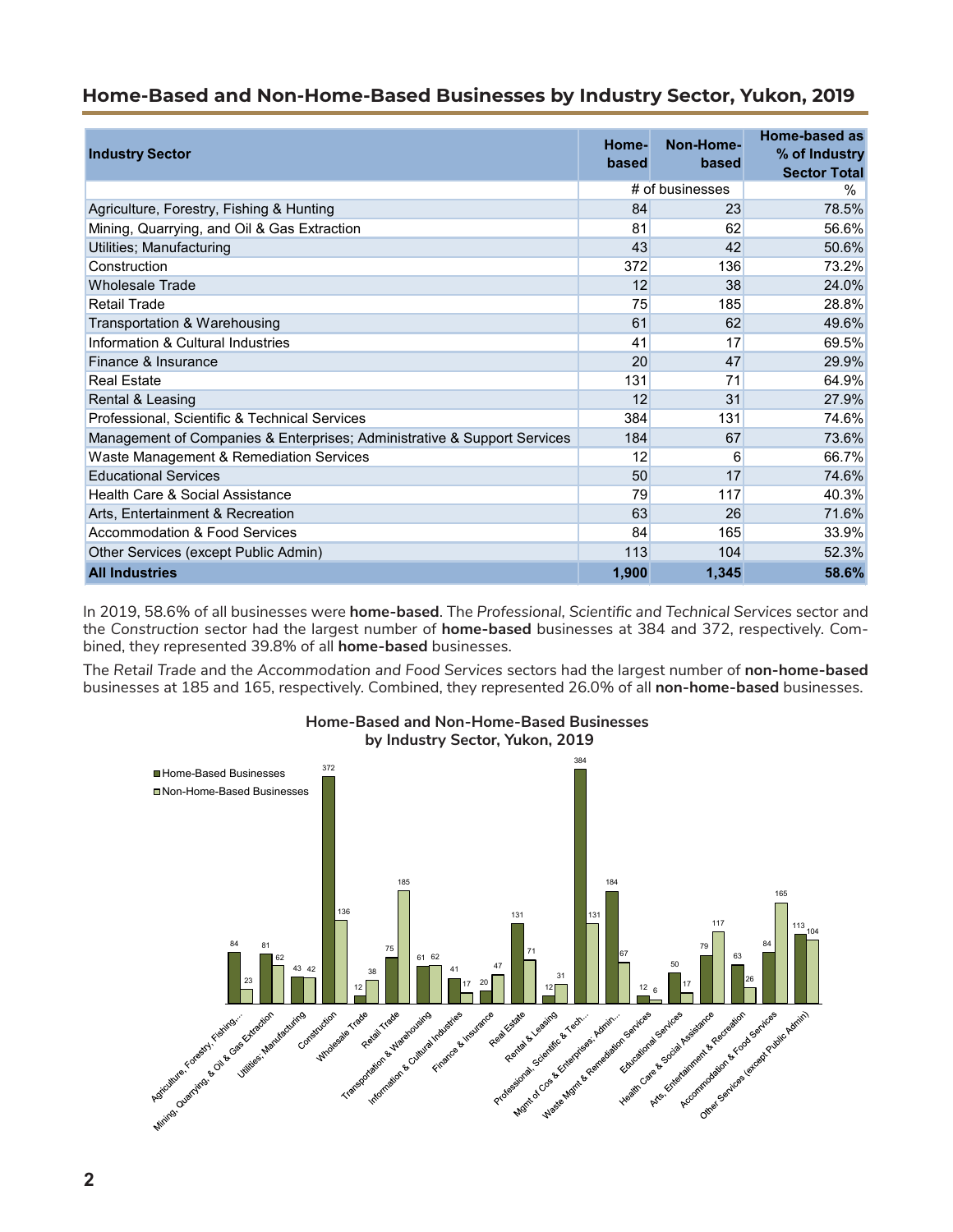## Home-Based and Non-Home-Based Businesses by Industry Sector, Yukon, 2019

| Industry Sector | Home-based | Non-Home-based | Home-based as % of Industry Sector Total |
|---|---|---|---|
| | # of businesses | | % |
| Agriculture, Forestry, Fishing & Hunting | 84 | 23 | 78.5% |
| Mining, Quarrying, and Oil & Gas Extraction | 81 | 62 | 56.6% |
| Utilities; Manufacturing | 43 | 42 | 50.6% |
| Construction | 372 | 136 | 73.2% |
| Wholesale Trade | 12 | 38 | 24.0% |
| Retail Trade | 75 | 185 | 28.8% |
| Transportation & Warehousing | 61 | 62 | 49.6% |
| Information & Cultural Industries | 41 | 17 | 69.5% |
| Finance & Insurance | 20 | 47 | 29.9% |
| Real Estate | 131 | 71 | 64.9% |
| Rental & Leasing | 12 | 31 | 27.9% |
| Professional, Scientific & Technical Services | 384 | 131 | 74.6% |
| Management of Companies & Enterprises; Administrative & Support Services | 184 | 67 | 73.6% |
| Waste Management & Remediation Services | 12 | 6 | 66.7% |
| Educational Services | 50 | 17 | 74.6% |
| Health Care & Social Assistance | 79 | 117 | 40.3% |
| Arts, Entertainment & Recreation | 63 | 26 | 71.6% |
| Accommodation & Food Services | 84 | 165 | 33.9% |
| Other Services (except Public Admin) | 113 | 104 | 52.3% |
| **All Industries** | **1,900** | **1,345** | **58.6%** |

In 2019, 58.6% of all businesses were **home-based**. The *Professional, Scientific and Technical Services* sector and the *Construction* sector had the largest number of **home-based** businesses at 384 and 372, respectively. Combined, they represented 39.8% of all **home-based** businesses.

The *Retail Trade* and the *Accommodation and Food Services* sectors had the largest number of **non-home-based** businesses at 185 and 165, respectively. Combined, they represented 26.0% of all **non-home-based** businesses.

**Home-Based and Non-Home-Based Businesses by Industry Sector, Yukon, 2019**

| Industry Sector | Home-Based Businesses | Non-Home-Based Businesses |
|---|---|---|
| Agriculture, Forestry, Fishing,... | 84 | 23 |
| Mining, Quarrying, & Oil & Gas Extraction | 81 | 62 |
| Utilities; Manufacturing | 43 | 42 |
| Construction | 372 | 136 |
| Wholesale Trade | 12 | 38 |
| Retail Trade | 75 | 185 |
| Transportation & Warehousing | 61 | 62 |
| Information & Cultural Industries | 41 | 17 |
| Finance & Insurance | 20 | 47 |
| Real Estate | 131 | 71 |
| Rental & Leasing | 12 | 31 |
| Professional, Scientific & Tech... | 384 | 131 |
| Mgmt of Cos & Enterprises; Admin... | 184 | 67 |
| Waste Mgmt & Remediation Services | 12 | 6 |
| Educational Services | 50 | 17 |
| Health Care & Social Assistance | 79 | 117 |
| Arts, Entertainment & Recreation | 63 | 26 |
| Accommodation & Food Services | 84 | 165 |
| Other Services (except Public Admin) | 113 | 104 |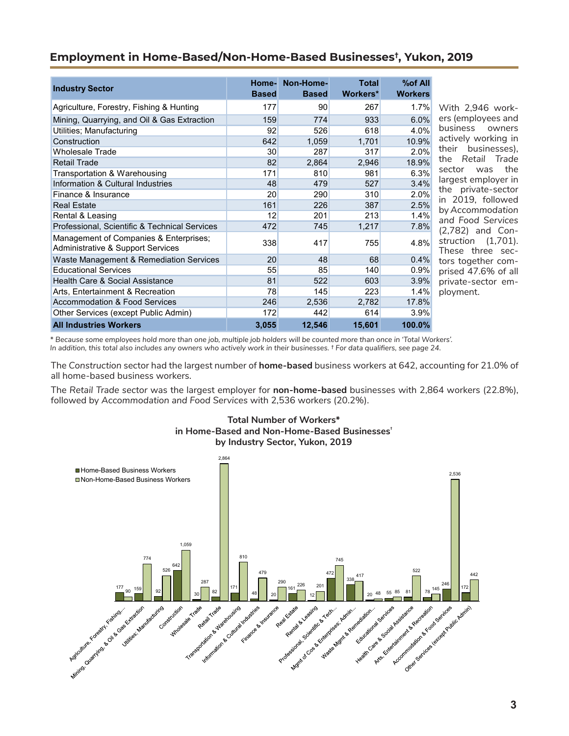## Employment in Home-Based/Non-Home-Based Businesses[†], Yukon, 2019

| Industry Sector | Home-Based | Non-Home-Based | Total Workers* | %of All Workers |
|---|---|---|---|---|
| Agriculture, Forestry, Fishing & Hunting | 177 | 90 | 267 | 1.7% |
| Mining, Quarrying, and Oil & Gas Extraction | 159 | 774 | 933 | 6.0% |
| Utilities; Manufacturing | 92 | 526 | 618 | 4.0% |
| Construction | 642 | 1,059 | 1,701 | 10.9% |
| Wholesale Trade | 30 | 287 | 317 | 2.0% |
| Retail Trade | 82 | 2,864 | 2,946 | 18.9% |
| Transportation & Warehousing | 171 | 810 | 981 | 6.3% |
| Information & Cultural Industries | 48 | 479 | 527 | 3.4% |
| Finance & Insurance | 20 | 290 | 310 | 2.0% |
| Real Estate | 161 | 226 | 387 | 2.5% |
| Rental & Leasing | 12 | 201 | 213 | 1.4% |
| Professional, Scientific & Technical Services | 472 | 745 | 1,217 | 7.8% |
| Management of Companies & Enterprises; Administrative & Support Services | 338 | 417 | 755 | 4.8% |
| Waste Management & Remediation Services | 20 | 48 | 68 | 0.4% |
| Educational Services | 55 | 85 | 140 | 0.9% |
| Health Care & Social Assistance | 81 | 522 | 603 | 3.9% |
| Arts, Entertainment & Recreation | 78 | 145 | 223 | 1.4% |
| Accommodation & Food Services | 246 | 2,536 | 2,782 | 17.8% |
| Other Services (except Public Admin) | 172 | 442 | 614 | 3.9% |
| **All Industries Workers** | **3,055** | **12,546** | **15,601** | **100.0%** |

With 2,946 workers (employees and business owners actively working in their businesses), the *Retail Trade* sector was the largest employer in the private-sector in 2019, followed by *Accommodation and Food Services* (2,782) and *Construction* (1,701). These three sectors together comprised 47.6% of all private-sector employment.

*\* Because some employees hold more than one job, multiple job holders will be counted more than once in 'Total Workers'. In addition, this total also includes any owners who actively work in their businesses. † For data qualifiers, see page 24.*

The *Construction* sector had the largest number of **home-based** business workers at 642, accounting for 21.0% of all home-based business workers.

The *Retail Trade* sector was the largest employer for **non-home-based** businesses with 2,864 workers (22.8%), followed by *Accommodation and Food Services* with 2,536 workers (20.2%).

**Total Number of Workers* in Home-Based and Non-Home-Based Businesses[†] by Industry Sector, Yukon, 2019**

| Industry Sector | Home-Based Business Workers | Non-Home-Based Business Workers |
|---|---|---|
| Agriculture, Forestry, Fishing,... | 177 | 90 |
| Mining, Quarrying, & Oil & Gas Extraction | 159 | 774 |
| Utilities; Manufacturing | 92 | 526 |
| Construction | 642 | 1,059 |
| Wholesale Trade | 30 | 287 |
| Retail Trade | 82 | 2,864 |
| Transportation & Warehousing | 171 | 810 |
| Information & Cultural Industries | 48 | 479 |
| Finance & Insurance | 20 | 290 |
| Real Estate | 161 | 226 |
| Rental & Leasing | 12 | 201 |
| Professional, Scientific & Tech... | 472 | 745 |
| Mgmt of Cos & Enterprises; Admin... | 338 | 417 |
| Waste Mgmt & Remediation... | 20 | 48 |
| Educational Services | 55 | 85 |
| Health Care & Social Assistance | 81 | 522 |
| Arts, Entertainment & Recreation | 78 | 145 |
| Accommodation & Food Services | 246 | 2,536 |
| Other Services (except Public Admin) | 172 | 442 |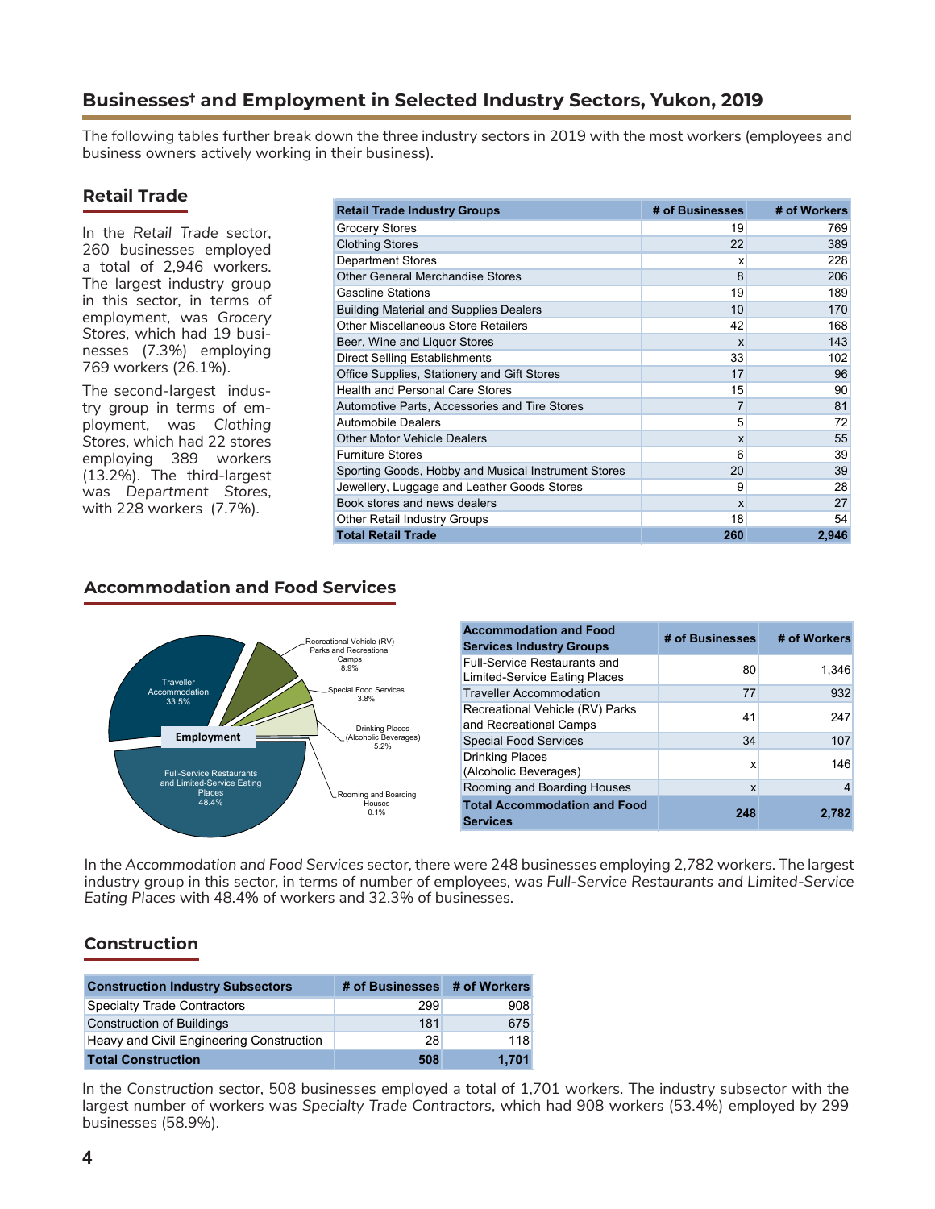## Businesses† and Employment in Selected Industry Sectors, Yukon, 2019

The following tables further break down the three industry sectors in 2019 with the most workers (employees and business owners actively working in their business).

### Retail Trade

In the *Retail Trade* sector, 260 businesses employed a total of 2,946 workers. The largest industry group in this sector, in terms of employment, was *Grocery Stores*, which had 19 businesses (7.3%) employing 769 workers (26.1%).

The second-largest industry group in terms of employment, was *Clothing Stores*, which had 22 stores employing 389 workers (13.2%). The third-largest was *Department Stores*, with 228 workers (7.7%).

| Retail Trade Industry Groups | # of Businesses | # of Workers |
|---|---|---|
| Grocery Stores | 19 | 769 |
| Clothing Stores | 22 | 389 |
| Department Stores | x | 228 |
| Other General Merchandise Stores | 8 | 206 |
| Gasoline Stations | 19 | 189 |
| Building Material and Supplies Dealers | 10 | 170 |
| Other Miscellaneous Store Retailers | 42 | 168 |
| Beer, Wine and Liquor Stores | x | 143 |
| Direct Selling Establishments | 33 | 102 |
| Office Supplies, Stationery and Gift Stores | 17 | 96 |
| Health and Personal Care Stores | 15 | 90 |
| Automotive Parts, Accessories and Tire Stores | 7 | 81 |
| Automobile Dealers | 5 | 72 |
| Other Motor Vehicle Dealers | x | 55 |
| Furniture Stores | 6 | 39 |
| Sporting Goods, Hobby and Musical Instrument Stores | 20 | 39 |
| Jewellery, Luggage and Leather Goods Stores | 9 | 28 |
| Book stores and news dealers | x | 27 |
| Other Retail Industry Groups | 18 | 54 |
| **Total Retail Trade** | **260** | **2,946** |

### Accommodation and Food Services

Employment:
- Full-Service Restaurants and Limited-Service Eating Places 48.4%
- Traveller Accommodation 33.5%
- Recreational Vehicle (RV) Parks and Recreational Camps 8.9%
- Special Food Services 3.8%
- Drinking Places (Alcoholic Beverages) 5.2%
- Rooming and Boarding Houses 0.1%

| Accommodation and Food Services Industry Groups | # of Businesses | # of Workers |
|---|---|---|
| Full-Service Restaurants and Limited-Service Eating Places | 80 | 1,346 |
| Traveller Accommodation | 77 | 932 |
| Recreational Vehicle (RV) Parks and Recreational Camps | 41 | 247 |
| Special Food Services | 34 | 107 |
| Drinking Places (Alcoholic Beverages) | x | 146 |
| Rooming and Boarding Houses | x | 4 |
| **Total Accommodation and Food Services** | **248** | **2,782** |

In the *Accommodation and Food Services* sector, there were 248 businesses employing 2,782 workers. The largest industry group in this sector, in terms of number of employees, was *Full-Service Restaurants and Limited-Service Eating Places* with 48.4% of workers and 32.3% of businesses.

### Construction

| Construction Industry Subsectors | # of Businesses | # of Workers |
|---|---|---|
| Specialty Trade Contractors | 299 | 908 |
| Construction of Buildings | 181 | 675 |
| Heavy and Civil Engineering Construction | 28 | 118 |
| **Total Construction** | **508** | **1,701** |

In the *Construction* sector, 508 businesses employed a total of 1,701 workers. The industry subsector with the largest number of workers was *Specialty Trade Contractors*, which had 908 workers (53.4%) employed by 299 businesses (58.9%).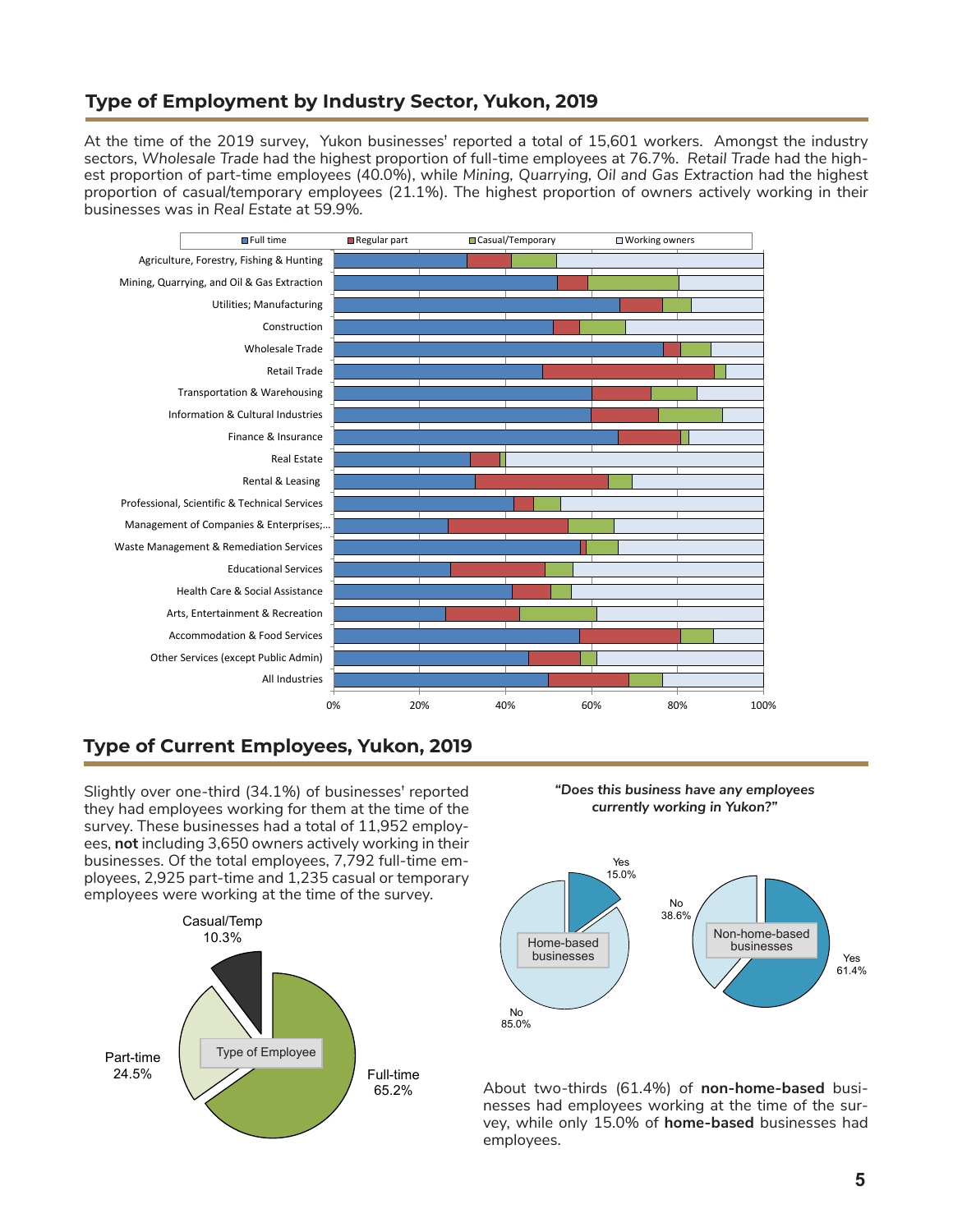## Type of Employment by Industry Sector, Yukon, 2019

At the time of the 2019 survey, Yukon businesses' reported a total of 15,601 workers. Amongst the industry sectors, *Wholesale Trade* had the highest proportion of full-time employees at 76.7%. *Retail Trade* had the highest proportion of part-time employees (40.0%), while *Mining, Quarrying, Oil and Gas Extraction* had the highest proportion of casual/temporary employees (21.1%). The highest proportion of owners actively working in their businesses was in *Real Estate* at 59.9%.

## Type of Current Employees, Yukon, 2019

Slightly over one-third (34.1%) of businesses' reported they had employees working for them at the time of the survey. These businesses had a total of 11,952 employees, **not** including 3,650 owners actively working in their businesses. Of the total employees, 7,792 full-time employees, 2,925 part-time and 1,235 casual or temporary employees were working at the time of the survey.

***"Does this business have any employees currently working in Yukon?"***

About two-thirds (61.4%) of **non-home-based** businesses had employees working at the time of the survey, while only 15.0% of **home-based** businesses had employees.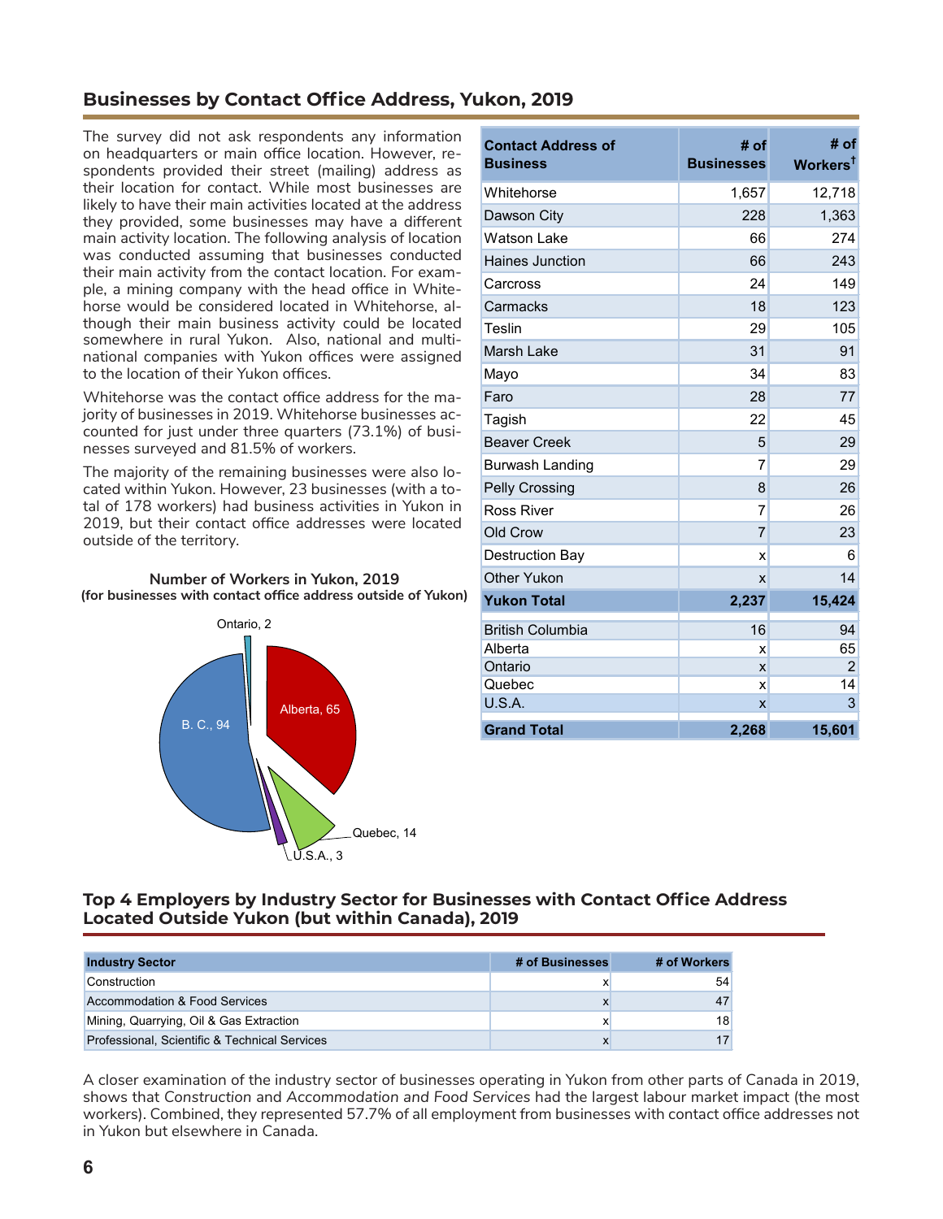## Businesses by Contact Office Address, Yukon, 2019

The survey did not ask respondents any information on headquarters or main office location. However, respondents provided their street (mailing) address as their location for contact. While most businesses are likely to have their main activities located at the address they provided, some businesses may have a different main activity location. The following analysis of location was conducted assuming that businesses conducted their main activity from the contact location. For example, a mining company with the head office in Whitehorse would be considered located in Whitehorse, although their main business activity could be located somewhere in rural Yukon. Also, national and multinational companies with Yukon offices were assigned to the location of their Yukon offices.

Whitehorse was the contact office address for the majority of businesses in 2019. Whitehorse businesses accounted for just under three quarters (73.1%) of businesses surveyed and 81.5% of workers.

The majority of the remaining businesses were also located within Yukon. However, 23 businesses (with a total of 178 workers) had business activities in Yukon in 2019, but their contact office addresses were located outside of the territory.

| Contact Address of Business | # of Businesses | # of Workers† |
|---|---|---|
| Whitehorse | 1,657 | 12,718 |
| Dawson City | 228 | 1,363 |
| Watson Lake | 66 | 274 |
| Haines Junction | 66 | 243 |
| Carcross | 24 | 149 |
| Carmacks | 18 | 123 |
| Teslin | 29 | 105 |
| Marsh Lake | 31 | 91 |
| Mayo | 34 | 83 |
| Faro | 28 | 77 |
| Tagish | 22 | 45 |
| Beaver Creek | 5 | 29 |
| Burwash Landing | 7 | 29 |
| Pelly Crossing | 8 | 26 |
| Ross River | 7 | 26 |
| Old Crow | 7 | 23 |
| Destruction Bay | x | 6 |
| Other Yukon | x | 14 |
| **Yukon Total** | **2,237** | **15,424** |
| British Columbia | 16 | 94 |
| Alberta | x | 65 |
| Ontario | x | 2 |
| Quebec | x | 14 |
| U.S.A. | x | 3 |
| **Grand Total** | **2,268** | **15,601** |

**Number of Workers in Yukon, 2019**
**(for businesses with contact office address outside of Yukon)**

Ontario, 2; Alberta, 65; Quebec, 14; U.S.A., 3; B. C., 94

## Top 4 Employers by Industry Sector for Businesses with Contact Office Address Located Outside Yukon (but within Canada), 2019

| Industry Sector | # of Businesses | # of Workers |
|---|---|---|
| Construction | x | 54 |
| Accommodation & Food Services | x | 47 |
| Mining, Quarrying, Oil & Gas Extraction | x | 18 |
| Professional, Scientific & Technical Services | x | 17 |

A closer examination of the industry sector of businesses operating in Yukon from other parts of Canada in 2019, shows that *Construction* and *Accommodation and Food Services* had the largest labour market impact (the most workers). Combined, they represented 57.7% of all employment from businesses with contact office addresses not in Yukon but elsewhere in Canada.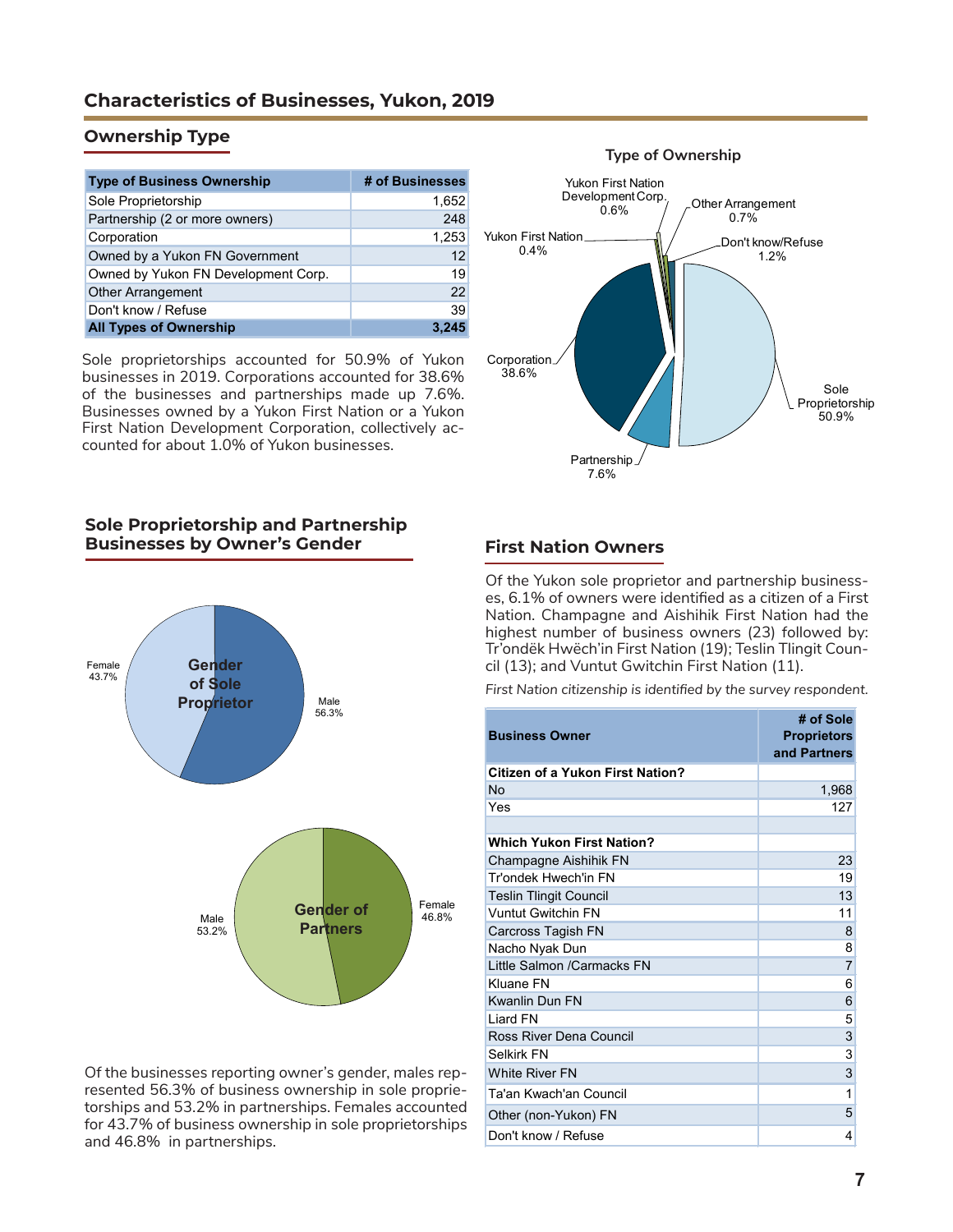## Characteristics of Businesses, Yukon, 2019

### Ownership Type

| Type of Business Ownership | # of Businesses |
|---|---|
| Sole Proprietorship | 1,652 |
| Partnership (2 or more owners) | 248 |
| Corporation | 1,253 |
| Owned by a Yukon FN Government | 12 |
| Owned by Yukon FN Development Corp. | 19 |
| Other Arrangement | 22 |
| Don't know / Refuse | 39 |
| **All Types of Ownership** | **3,245** |

Sole proprietorships accounted for 50.9% of Yukon businesses in 2019. Corporations accounted for 38.6% of the businesses and partnerships made up 7.6%. Businesses owned by a Yukon First Nation or a Yukon First Nation Development Corporation, collectively accounted for about 1.0% of Yukon businesses.

**Type of Ownership**

Yukon First Nation Development Corp. 0.6%; Other Arrangement 0.7%; Yukon First Nation 0.4%; Don't know/Refuse 1.2%; Corporation 38.6%; Sole Proprietorship 50.9%; Partnership 7.6%

### Sole Proprietorship and Partnership Businesses by Owner's Gender

**Gender of Sole Proprietor**: Female 43.7%; Male 56.3%

**Gender of Partners**: Male 53.2%; Female 46.8%

Of the businesses reporting owner's gender, males represented 56.3% of business ownership in sole proprietorships and 53.2% in partnerships. Females accounted for 43.7% of business ownership in sole proprietorships and 46.8% in partnerships.

### First Nation Owners

Of the Yukon sole proprietor and partnership businesses, 6.1% of owners were identified as a citizen of a First Nation. Champagne and Aishihik First Nation had the highest number of business owners (23) followed by: Tr'ondëk Hwëch'in First Nation (19); Teslin Tlingit Council (13); and Vuntut Gwitchin First Nation (11).

*First Nation citizenship is identified by the survey respondent.*

| Business Owner | # of Sole Proprietors and Partners |
|---|---|
| **Citizen of a Yukon First Nation?** | |
| No | 1,968 |
| Yes | 127 |
| | |
| **Which Yukon First Nation?** | |
| Champagne Aishihik FN | 23 |
| Tr'ondek Hwech'in FN | 19 |
| Teslin Tlingit Council | 13 |
| Vuntut Gwitchin FN | 11 |
| Carcross Tagish FN | 8 |
| Nacho Nyak Dun | 8 |
| Little Salmon /Carmacks FN | 7 |
| Kluane FN | 6 |
| Kwanlin Dun FN | 6 |
| Liard FN | 5 |
| Ross River Dena Council | 3 |
| Selkirk FN | 3 |
| White River FN | 3 |
| Ta'an Kwach'an Council | 1 |
| Other (non-Yukon) FN | 5 |
| Don't know / Refuse | 4 |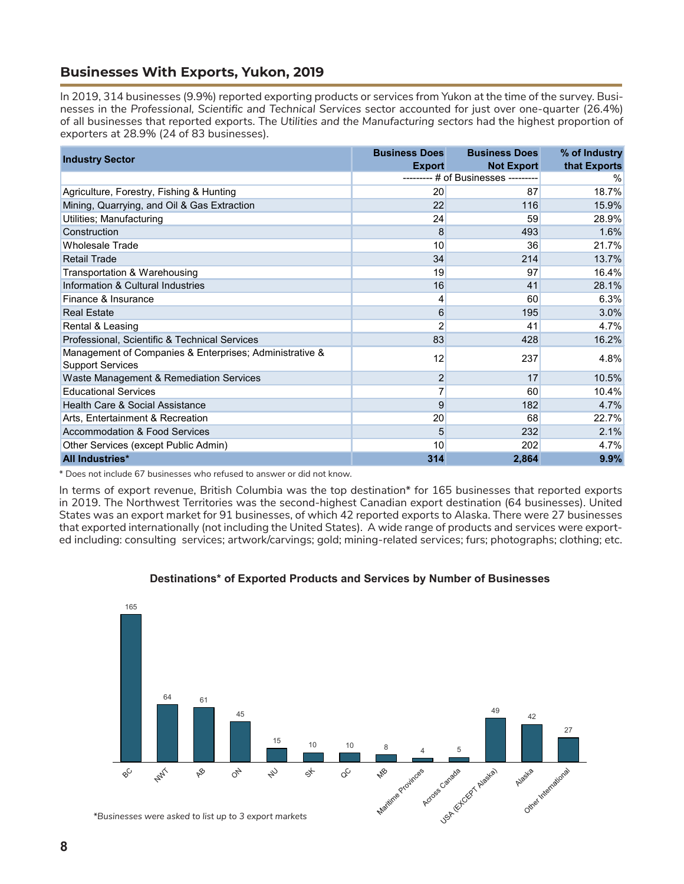## Businesses With Exports, Yukon, 2019

In 2019, 314 businesses (9.9%) reported exporting products or services from Yukon at the time of the survey. Businesses in the *Professional, Scientific and Technical Services* sector accounted for just over one-quarter (26.4%) of all businesses that reported exports. The *Utilities and the Manufacturing sectors* had the highest proportion of exporters at 28.9% (24 of 83 businesses).

| Industry Sector | Business Does Export | Business Does Not Export | % of Industry that Exports |
|---|---|---|---|
| | --------- # of Businesses --------- | | % |
| Agriculture, Forestry, Fishing & Hunting | 20 | 87 | 18.7% |
| Mining, Quarrying, and Oil & Gas Extraction | 22 | 116 | 15.9% |
| Utilities; Manufacturing | 24 | 59 | 28.9% |
| Construction | 8 | 493 | 1.6% |
| Wholesale Trade | 10 | 36 | 21.7% |
| Retail Trade | 34 | 214 | 13.7% |
| Transportation & Warehousing | 19 | 97 | 16.4% |
| Information & Cultural Industries | 16 | 41 | 28.1% |
| Finance & Insurance | 4 | 60 | 6.3% |
| Real Estate | 6 | 195 | 3.0% |
| Rental & Leasing | 2 | 41 | 4.7% |
| Professional, Scientific & Technical Services | 83 | 428 | 16.2% |
| Management of Companies & Enterprises; Administrative & Support Services | 12 | 237 | 4.8% |
| Waste Management & Remediation Services | 2 | 17 | 10.5% |
| Educational Services | 7 | 60 | 10.4% |
| Health Care & Social Assistance | 9 | 182 | 4.7% |
| Arts, Entertainment & Recreation | 20 | 68 | 22.7% |
| Accommodation & Food Services | 5 | 232 | 2.1% |
| Other Services (except Public Admin) | 10 | 202 | 4.7% |
| **All Industries*** | **314** | **2,864** | **9.9%** |

* Does not include 67 businesses who refused to answer or did not know.

In terms of export revenue, British Columbia was the top destination* for 165 businesses that reported exports in 2019. The Northwest Territories was the second-highest Canadian export destination (64 businesses). United States was an export market for 91 businesses, of which 42 reported exports to Alaska. There were 27 businesses that exported internationally (not including the United States). A wide range of products and services were exported including: consulting services; artwork/carvings; gold; mining-related services; furs; photographs; clothing; etc.

**Destinations* of Exported Products and Services by Number of Businesses**

| Destination | Number of Businesses |
|---|---|
| BC | 165 |
| NWT | 64 |
| AB | 61 |
| ON | 45 |
| NU | 15 |
| SK | 10 |
| QC | 10 |
| MB | 8 |
| Maritime Provinces | 4 |
| Across Canada | 5 |
| USA (EXCEPT Alaska) | 49 |
| Alaska | 42 |
| Other International | 27 |

*Businesses were asked to list up to 3 export markets*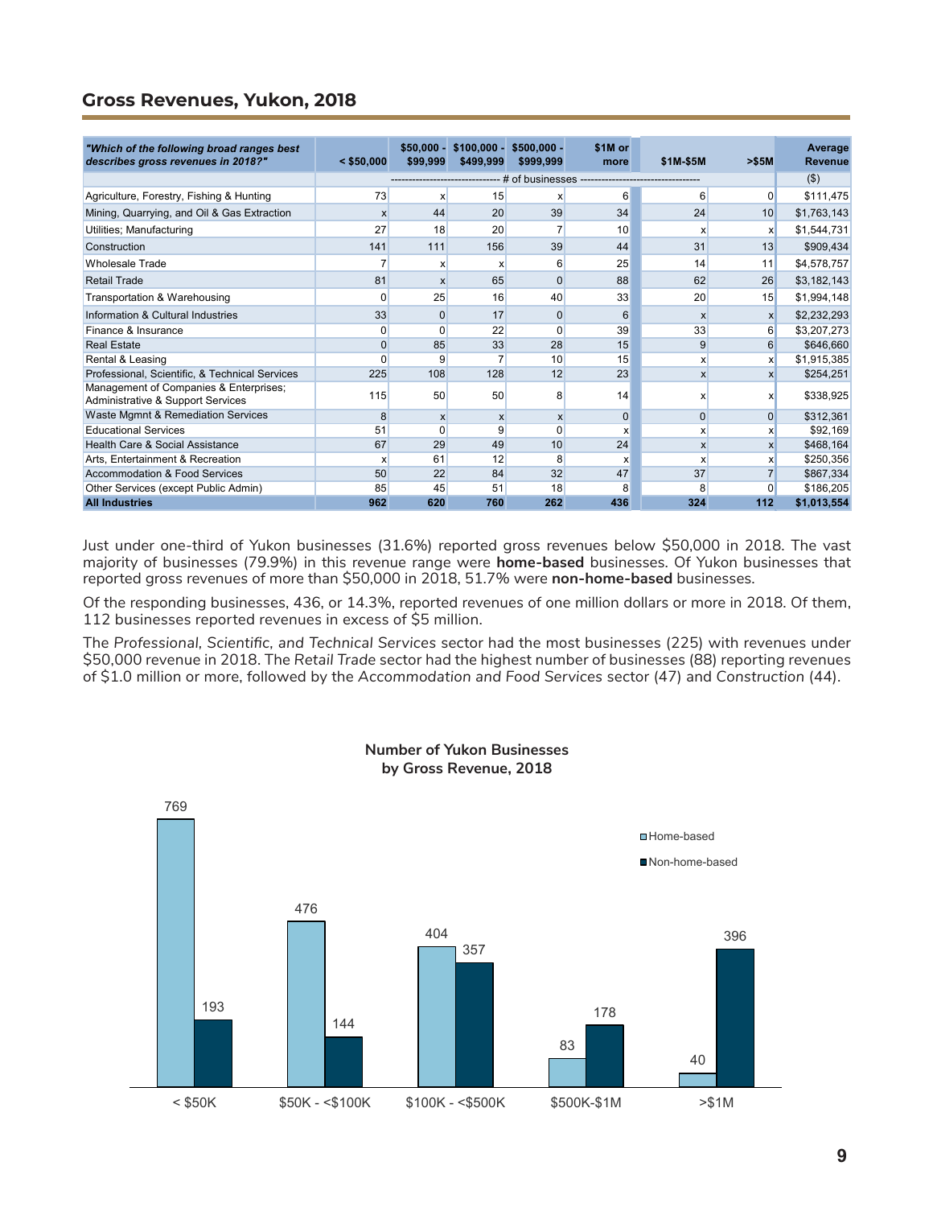## Gross Revenues, Yukon, 2018

| *"Which of the following broad ranges best describes gross revenues in 2018?"* | < $50,000 | $50,000 - $99,999 | $100,000 - $499,999 | $500,000 - $999,999 | $1M or more | $1M-$5M | >$5M | Average Revenue |
|---|---|---|---|---|---|---|---|---|
| | # of businesses | | | | | | | ($) |
| Agriculture, Forestry, Fishing & Hunting | 73 | x | 15 | x | 6 | 6 | 0 | $111,475 |
| Mining, Quarrying, and Oil & Gas Extraction | x | 44 | 20 | 39 | 34 | 24 | 10 | $1,763,143 |
| Utilities; Manufacturing | 27 | 18 | 20 | 7 | 10 | x | x | $1,544,731 |
| Construction | 141 | 111 | 156 | 39 | 44 | 31 | 13 | $909,434 |
| Wholesale Trade | 7 | x | x | 6 | 25 | 14 | 11 | $4,578,757 |
| Retail Trade | 81 | x | 65 | 0 | 88 | 62 | 26 | $3,182,143 |
| Transportation & Warehousing | 0 | 25 | 16 | 40 | 33 | 20 | 15 | $1,994,148 |
| Information & Cultural Industries | 33 | 0 | 17 | 0 | 6 | x | x | $2,232,293 |
| Finance & Insurance | 0 | 0 | 22 | 0 | 39 | 33 | 6 | $3,207,273 |
| Real Estate | 0 | 85 | 33 | 28 | 15 | 9 | 6 | $646,660 |
| Rental & Leasing | 0 | 9 | 7 | 10 | 15 | x | x | $1,915,385 |
| Professional, Scientific, & Technical Services | 225 | 108 | 128 | 12 | 23 | x | x | $254,251 |
| Management of Companies & Enterprises; Administrative & Support Services | 115 | 50 | 50 | 8 | 14 | x | x | $338,925 |
| Waste Mgmnt & Remediation Services | 8 | x | x | x | 0 | 0 | 0 | $312,361 |
| Educational Services | 51 | 0 | 9 | 0 | x | x | x | $92,169 |
| Health Care & Social Assistance | 67 | 29 | 49 | 10 | 24 | x | x | $468,164 |
| Arts, Entertainment & Recreation | x | 61 | 12 | 8 | x | x | x | $250,356 |
| Accommodation & Food Services | 50 | 22 | 84 | 32 | 47 | 37 | 7 | $867,334 |
| Other Services (except Public Admin) | 85 | 45 | 51 | 18 | 8 | 8 | 0 | $186,205 |
| **All Industries** | **962** | **620** | **760** | **262** | **436** | **324** | **112** | **$1,013,554** |

Just under one-third of Yukon businesses (31.6%) reported gross revenues below $50,000 in 2018. The vast majority of businesses (79.9%) in this revenue range were **home-based** businesses. Of Yukon businesses that reported gross revenues of more than $50,000 in 2018, 51.7% were **non-home-based** businesses.

Of the responding businesses, 436, or 14.3%, reported revenues of one million dollars or more in 2018. Of them, 112 businesses reported revenues in excess of $5 million.

The *Professional, Scientific, and Technical Services* sector had the most businesses (225) with revenues under $50,000 revenue in 2018. The *Retail Trade* sector had the highest number of businesses (88) reporting revenues of $1.0 million or more, followed by the *Accommodation and Food Services* sector (47) and *Construction* (44).

**Number of Yukon Businesses by Gross Revenue, 2018**

| | Home-based | Non-home-based |
|---|---|---|
| < $50K | 769 | 193 |
| $50K - <$100K | 476 | 144 |
| $100K - <$500K | 404 | 357 |
| $500K-$1M | 83 | 178 |
| >$1M | 40 | 396 |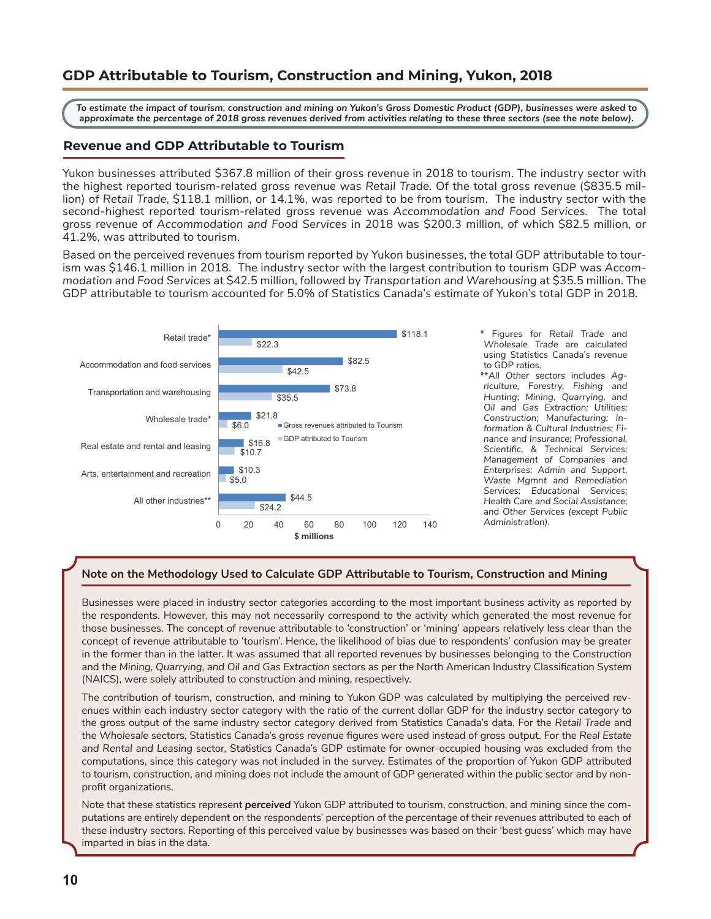## GDP Attributable to Tourism, Construction and Mining, Yukon, 2018

***To estimate the impact of tourism, construction and mining on Yukon's Gross Domestic Product (GDP), businesses were asked to approximate the percentage of 2018 gross revenues derived from activities relating to these three sectors (see the note below).***

### Revenue and GDP Attributable to Tourism

Yukon businesses attributed $367.8 million of their gross revenue in 2018 to tourism. The industry sector with the highest reported tourism-related gross revenue was *Retail Trade*. Of the total gross revenue ($835.5 million) of *Retail Trade*, $118.1 million, or 14.1%, was reported to be from tourism. The industry sector with the second-highest reported tourism-related gross revenue was *Accommodation and Food Services*. The total gross revenue of *Accommodation and Food Services* in 2018 was $200.3 million, of which $82.5 million, or 41.2%, was attributed to tourism.

Based on the perceived revenues from tourism reported by Yukon businesses, the total GDP attributable to tourism was $146.1 million in 2018. The industry sector with the largest contribution to tourism GDP was *Accommodation and Food Services* at $42.5 million, followed by *Transportation and Warehousing* at $35.5 million. The GDP attributable to tourism accounted for 5.0% of Statistics Canada's estimate of Yukon's total GDP in 2018.

| Industry | Gross revenues attributed to Tourism ($ millions) | GDP attributed to Tourism ($ millions) |
|---|---|---|
| Retail trade* | $118.1 | $22.3 |
| Accommodation and food services | $82.5 | $42.5 |
| Transportation and warehousing | $73.8 | $35.5 |
| Wholesale trade* | $21.8 | $6.0 |
| Real estate and rental and leasing | $16.8 | $10.7 |
| Arts, entertainment and recreation | $10.3 | $5.0 |
| All other industries** | $44.5 | $24.2 |

\* Figures for *Retail Trade* and *Wholesale Trade* are calculated using Statistics Canada's revenue to GDP ratios.

*\*\*All Other sectors includes Agriculture, Forestry, Fishing and Hunting; Mining, Quarrying, and Oil and Gas Extraction; Utilities; Construction; Manufacturing; Information & Cultural Industries; Finance and Insurance; Professional, Scientific, & Technical Services; Management of Companies and Enterprises; Admin and Support, Waste Mgmnt and Remediation Services; Educational Services; Health Care and Social Assistance; and Other Services (except Public Administration).*

### Note on the Methodology Used to Calculate GDP Attributable to Tourism, Construction and Mining

Businesses were placed in industry sector categories according to the most important business activity as reported by the respondents. However, this may not necessarily correspond to the activity which generated the most revenue for those businesses. The concept of revenue attributable to 'construction' or 'mining' appears relatively less clear than the concept of revenue attributable to 'tourism'. Hence, the likelihood of bias due to respondents' confusion may be greater in the former than in the latter. It was assumed that all reported revenues by businesses belonging to the *Construction* and the *Mining, Quarrying, and Oil and Gas Extraction* sectors as per the North American Industry Classification System (NAICS), were solely attributed to construction and mining, respectively.

The contribution of tourism, construction, and mining to Yukon GDP was calculated by multiplying the perceived revenues within each industry sector category with the ratio of the current dollar GDP for the industry sector category to the gross output of the same industry sector category derived from Statistics Canada's data. For the *Retail Trade* and the *Wholesale* sectors, Statistics Canada's gross revenue figures were used instead of gross output. For the *Real Estate and Rental and Leasing* sector, Statistics Canada's GDP estimate for owner-occupied housing was excluded from the computations, since this category was not included in the survey. Estimates of the proportion of Yukon GDP attributed to tourism, construction, and mining does not include the amount of GDP generated within the public sector and by non-profit organizations.

Note that these statistics represent ***perceived*** Yukon GDP attributed to tourism, construction, and mining since the computations are entirely dependent on the respondents' perception of the percentage of their revenues attributed to each of these industry sectors. Reporting of this perceived value by businesses was based on their 'best guess' which may have imparted in bias in the data.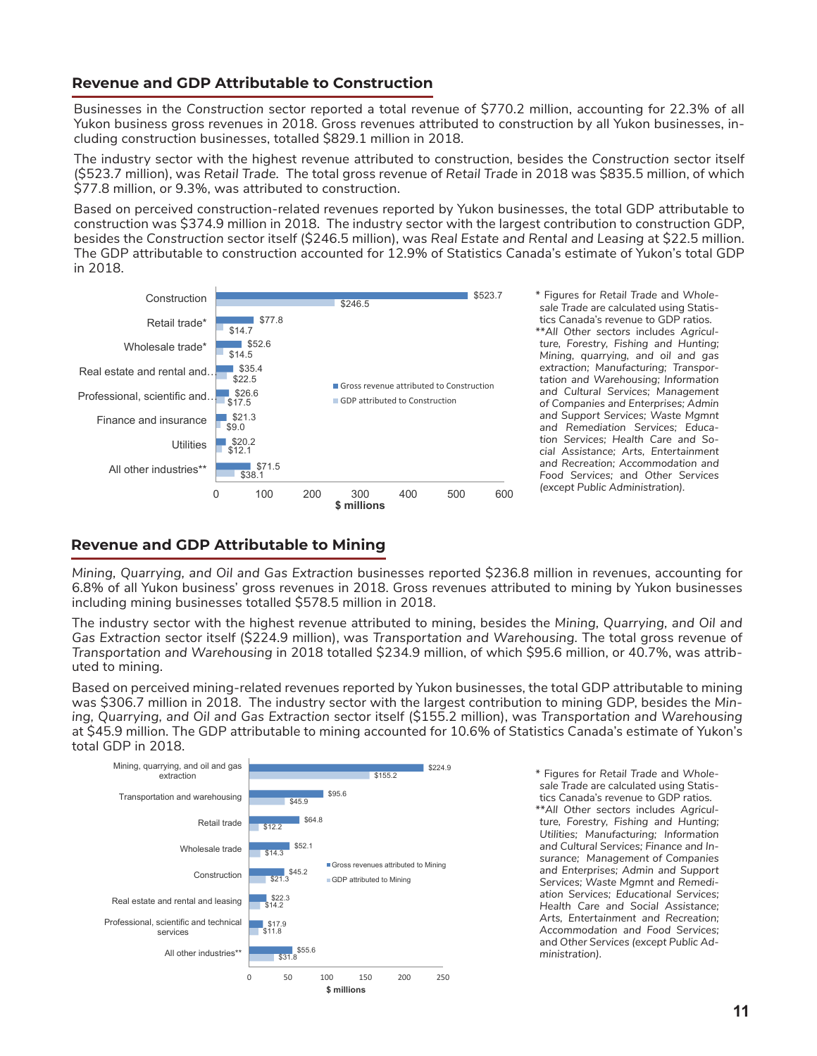## Revenue and GDP Attributable to Construction

Businesses in the *Construction* sector reported a total revenue of $770.2 million, accounting for 22.3% of all Yukon business gross revenues in 2018. Gross revenues attributed to construction by all Yukon businesses, including construction businesses, totalled $829.1 million in 2018.

The industry sector with the highest revenue attributed to construction, besides the *Construction* sector itself ($523.7 million), was *Retail Trade*. The total gross revenue of *Retail Trade* in 2018 was $835.5 million, of which $77.8 million, or 9.3%, was attributed to construction.

Based on perceived construction-related revenues reported by Yukon businesses, the total GDP attributable to construction was $374.9 million in 2018. The industry sector with the largest contribution to construction GDP, besides the *Construction* sector itself ($246.5 million), was *Real Estate and Rental and Leasing* at $22.5 million. The GDP attributable to construction accounted for 12.9% of Statistics Canada's estimate of Yukon's total GDP in 2018.

| Industry | Gross revenue attributed to Construction ($ millions) | GDP attributed to Construction ($ millions) |
|---|---|---|
| Construction | $523.7 | $246.5 |
| Retail trade* | $77.8 | $14.7 |
| Wholesale trade* | $52.6 | $14.5 |
| Real estate and rental and... | $35.4 | $22.5 |
| Professional, scientific and... | $26.6 | $17.5 |
| Finance and insurance | $21.3 | $9.0 |
| Utilities | $20.2 | $12.1 |
| All other industries** | $71.5 | $38.1 |

\* Figures for *Retail Trade* and *Wholesale Trade* are calculated using Statistics Canada's revenue to GDP ratios.
\*\*All Other sectors includes *Agriculture, Forestry, Fishing and Hunting; Mining, quarrying, and oil and gas extraction; Manufacturing; Transportation and Warehousing; Information and Cultural Services; Management of Companies and Enterprises; Admin and Support Services; Waste Mgmnt and Remediation Services; Education Services; Health Care and Social Assistance; Arts, Entertainment and Recreation; Accommodation and Food Services;* and *Other Services (except Public Administration).*

## Revenue and GDP Attributable to Mining

*Mining, Quarrying, and Oil and Gas Extraction* businesses reported $236.8 million in revenues, accounting for 6.8% of all Yukon business' gross revenues in 2018. Gross revenues attributed to mining by Yukon businesses including mining businesses totalled $578.5 million in 2018.

The industry sector with the highest revenue attributed to mining, besides the *Mining, Quarrying, and Oil and Gas Extraction* sector itself ($224.9 million), was *Transportation and Warehousing*. The total gross revenue of *Transportation and Warehousing* in 2018 totalled $234.9 million, of which $95.6 million, or 40.7%, was attributed to mining.

Based on perceived mining-related revenues reported by Yukon businesses, the total GDP attributable to mining was $306.7 million in 2018. The industry sector with the largest contribution to mining GDP, besides the *Mining, Quarrying, and Oil and Gas Extraction* sector itself ($155.2 million), was *Transportation and Warehousing* at $45.9 million. The GDP attributable to mining accounted for 10.6% of Statistics Canada's estimate of Yukon's total GDP in 2018.

| Industry | Gross revenues attributed to Mining ($ millions) | GDP attributed to Mining ($ millions) |
|---|---|---|
| Mining, quarrying, and oil and gas extraction | $224.9 | $155.2 |
| Transportation and warehousing | $95.6 | $45.9 |
| Retail trade | $64.8 | $12.2 |
| Wholesale trade | $52.1 | $14.3 |
| Construction | $45.2 | $21.3 |
| Real estate and rental and leasing | $22.3 | $14.2 |
| Professional, scientific and technical services | $17.9 | $11.8 |
| All other industries** | $55.6 | $31.8 |

\* Figures for *Retail Trade* and *Wholesale Trade* are calculated using Statistics Canada's revenue to GDP ratios.
\*\*All Other sectors includes *Agriculture, Forestry, Fishing and Hunting; Utilities; Manufacturing; Information and Cultural Services; Finance and Insurance; Management of Companies and Enterprises; Admin and Support Services; Waste Mgmnt and Remediation Services; Educational Services; Health Care and Social Assistance; Arts, Entertainment and Recreation; Accommodation and Food Services;* and *Other Services (except Public Administration).*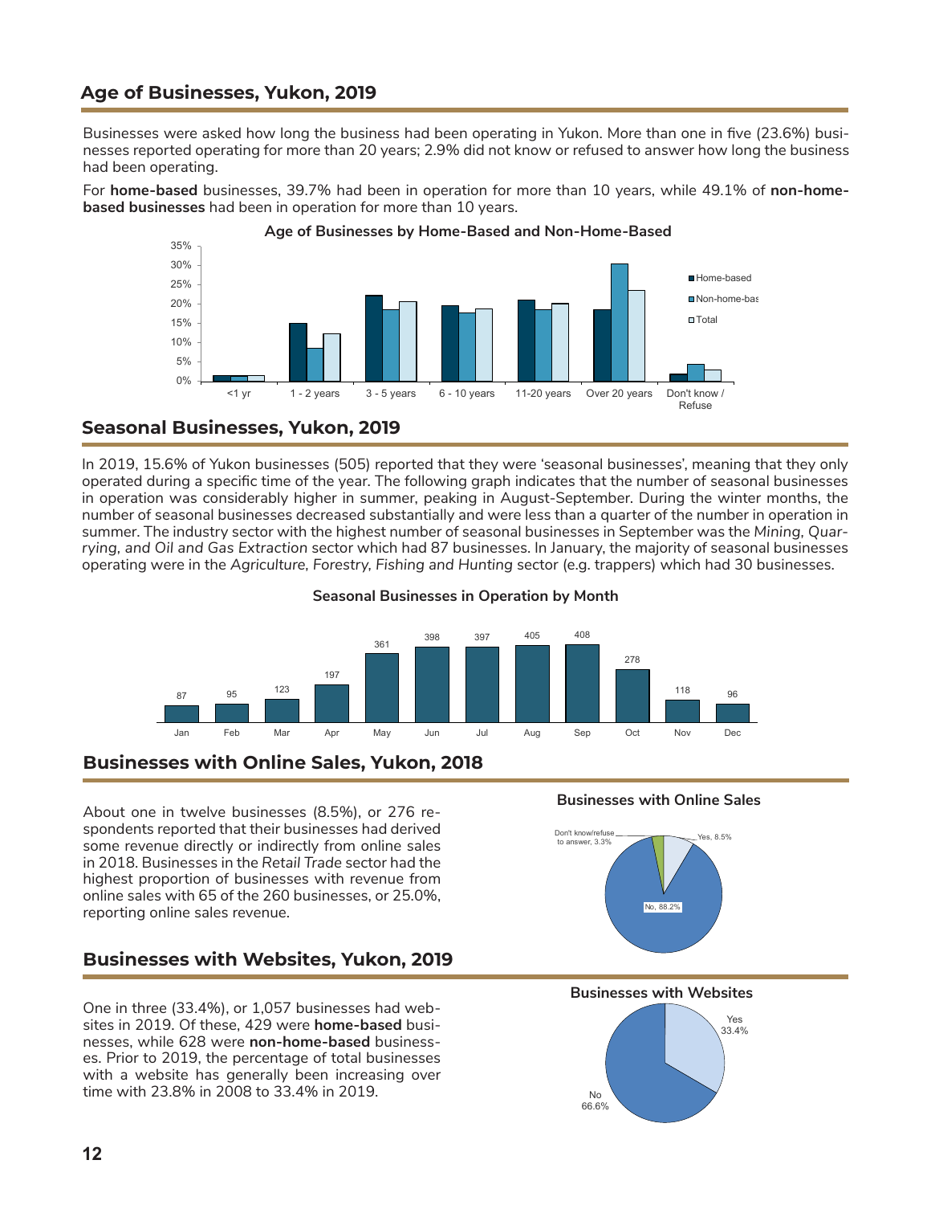## Age of Businesses, Yukon, 2019

Businesses were asked how long the business had been operating in Yukon. More than one in five (23.6%) businesses reported operating for more than 20 years; 2.9% did not know or refused to answer how long the business had been operating.

For **home-based** businesses, 39.7% had been in operation for more than 10 years, while 49.1% of **non-home-based businesses** had been in operation for more than 10 years.

**Age of Businesses by Home-Based and Non-Home-Based**

## Seasonal Businesses, Yukon, 2019

In 2019, 15.6% of Yukon businesses (505) reported that they were 'seasonal businesses', meaning that they only operated during a specific time of the year. The following graph indicates that the number of seasonal businesses in operation was considerably higher in summer, peaking in August-September. During the winter months, the number of seasonal businesses decreased substantially and were less than a quarter of the number in operation in summer. The industry sector with the highest number of seasonal businesses in September was the *Mining, Quarrying, and Oil and Gas Extraction* sector which had 87 businesses. In January, the majority of seasonal businesses operating were in the *Agriculture, Forestry, Fishing and Hunting* sector (e.g. trappers) which had 30 businesses.

**Seasonal Businesses in Operation by Month**

| Jan | Feb | Mar | Apr | May | Jun | Jul | Aug | Sep | Oct | Nov | Dec |
|---|---|---|---|---|---|---|---|---|---|---|---|
| 87 | 95 | 123 | 197 | 361 | 398 | 397 | 405 | 408 | 278 | 118 | 96 |

## Businesses with Online Sales, Yukon, 2018

About one in twelve businesses (8.5%), or 276 respondents reported that their businesses had derived some revenue directly or indirectly from online sales in 2018. Businesses in the *Retail Trade* sector had the highest proportion of businesses with revenue from online sales with 65 of the 260 businesses, or 25.0%, reporting online sales revenue.

**Businesses with Online Sales**

Yes, 8.5%; No, 88.2%; Don't know/refuse to answer, 3.3%

## Businesses with Websites, Yukon, 2019

One in three (33.4%), or 1,057 businesses had websites in 2019. Of these, 429 were **home-based** businesses, while 628 were **non-home-based** businesses. Prior to 2019, the percentage of total businesses with a website has generally been increasing over time with 23.8% in 2008 to 33.4% in 2019.

**Businesses with Websites**

Yes 33.4%; No 66.6%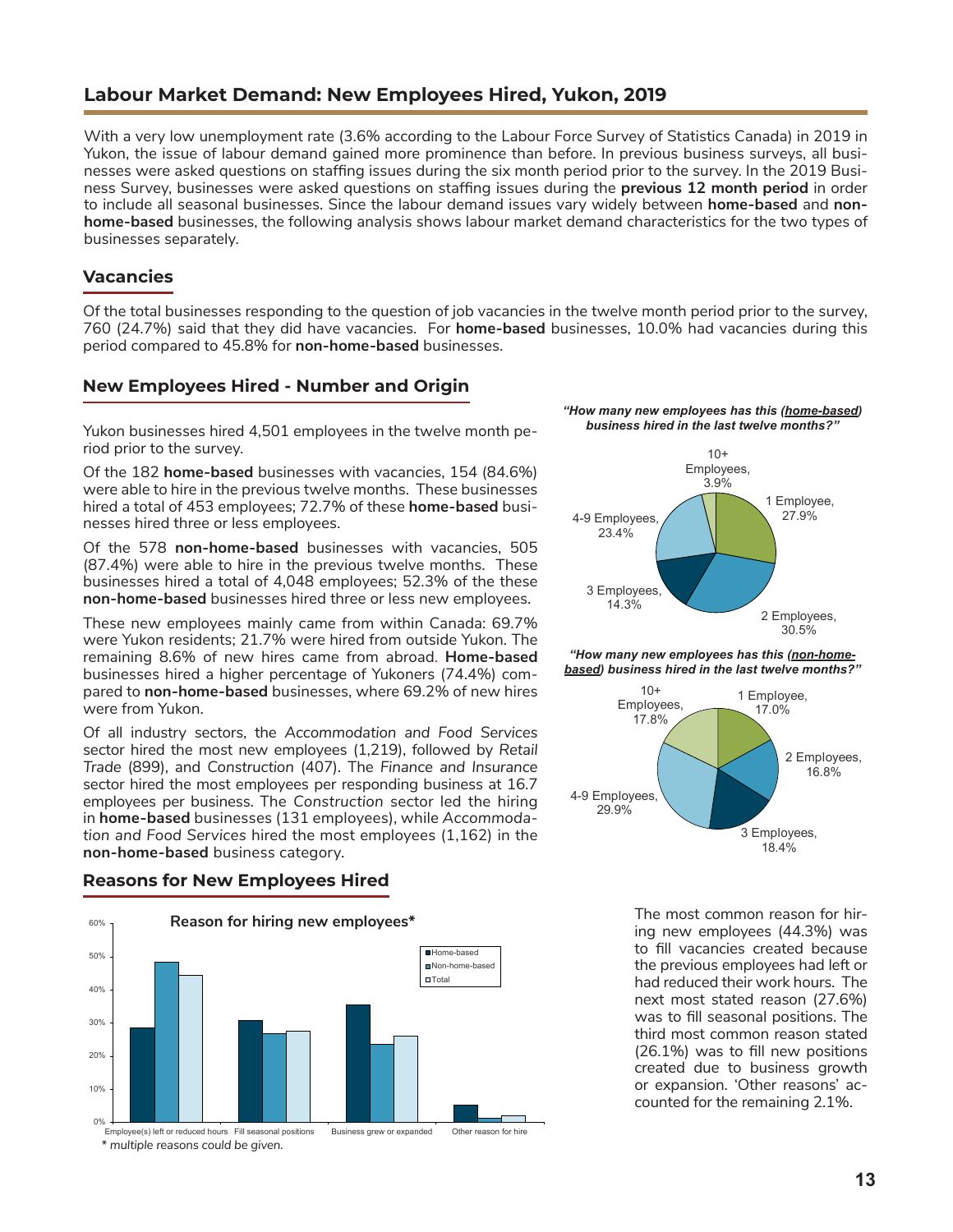## Labour Market Demand: New Employees Hired, Yukon, 2019

With a very low unemployment rate (3.6% according to the Labour Force Survey of Statistics Canada) in 2019 in Yukon, the issue of labour demand gained more prominence than before. In previous business surveys, all businesses were asked questions on staffing issues during the six month period prior to the survey. In the 2019 Business Survey, businesses were asked questions on staffing issues during the **previous 12 month period** in order to include all seasonal businesses. Since the labour demand issues vary widely between **home-based** and **non-home-based** businesses, the following analysis shows labour market demand characteristics for the two types of businesses separately.

### Vacancies

Of the total businesses responding to the question of job vacancies in the twelve month period prior to the survey, 760 (24.7%) said that they did have vacancies. For **home-based** businesses, 10.0% had vacancies during this period compared to 45.8% for **non-home-based** businesses.

### New Employees Hired - Number and Origin

Yukon businesses hired 4,501 employees in the twelve month period prior to the survey.

Of the 182 **home-based** businesses with vacancies, 154 (84.6%) were able to hire in the previous twelve months. These businesses hired a total of 453 employees; 72.7% of these **home-based** businesses hired three or less employees.

Of the 578 **non-home-based** businesses with vacancies, 505 (87.4%) were able to hire in the previous twelve months. These businesses hired a total of 4,048 employees; 52.3% of the these **non-home-based** businesses hired three or less new employees.

These new employees mainly came from within Canada: 69.7% were Yukon residents; 21.7% were hired from outside Yukon. The remaining 8.6% of new hires came from abroad. **Home-based** businesses hired a higher percentage of Yukoners (74.4%) compared to **non-home-based** businesses, where 69.2% of new hires were from Yukon.

Of all industry sectors, the *Accommodation and Food Services* sector hired the most new employees (1,219), followed by *Retail Trade* (899), and *Construction* (407). The *Finance and Insurance* sector hired the most employees per responding business at 16.7 employees per business. The *Construction* sector led the hiring in **home-based** businesses (131 employees), while *Accommodation and Food Services* hired the most employees (1,162) in the **non-home-based** business category.

***"How many new employees has this (home-based) business hired in the last twelve months?"***

| Number of new employees | Share |
|---|---|
| 1 Employee | 27.9% |
| 2 Employees | 30.5% |
| 3 Employees | 14.3% |
| 4-9 Employees | 23.4% |
| 10+ Employees | 3.9% |

***"How many new employees has this (non-home-based) business hired in the last twelve months?"***

| Number of new employees | Share |
|---|---|
| 1 Employee | 17.0% |
| 2 Employees | 16.8% |
| 3 Employees | 18.4% |
| 4-9 Employees | 29.9% |
| 10+ Employees | 17.8% |

### Reasons for New Employees Hired

**Reason for hiring new employees***

Legend: Home-based; Non-home-based; Total

Categories: Employee(s) left or reduced hours; Fill seasonal positions; Business grew or expanded; Other reason for hire

*\* multiple reasons could be given.*

The most common reason for hiring new employees (44.3%) was to fill vacancies created because the previous employees had left or had reduced their work hours. The next most stated reason (27.6%) was to fill seasonal positions. The third most common reason stated (26.1%) was to fill new positions created due to business growth or expansion. 'Other reasons' accounted for the remaining 2.1%.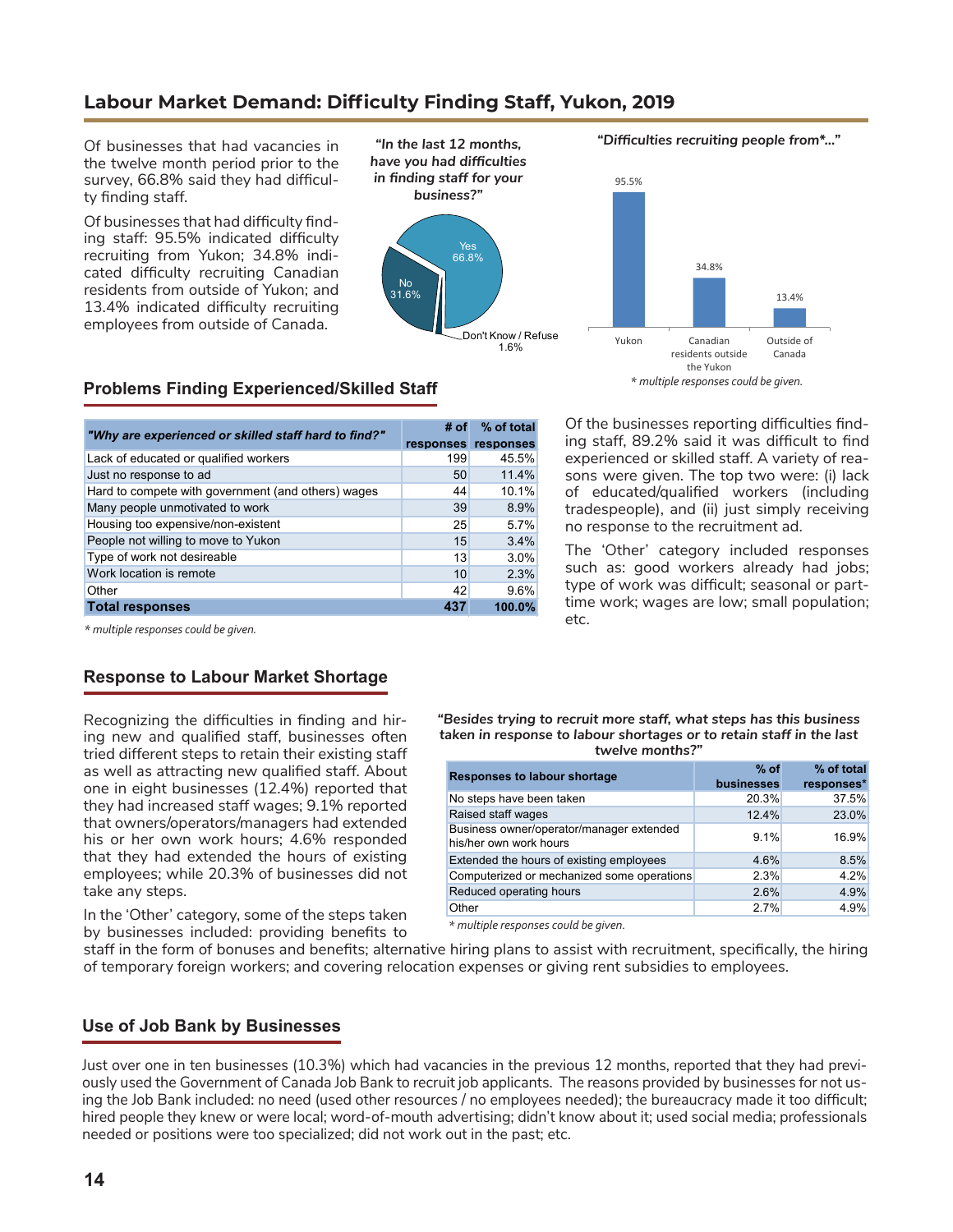## Labour Market Demand: Difficulty Finding Staff, Yukon, 2019

Of businesses that had vacancies in the twelve month period prior to the survey, 66.8% said they had difficulty finding staff.

Of businesses that had difficulty finding staff: 95.5% indicated difficulty recruiting from Yukon; 34.8% indicated difficulty recruiting Canadian residents from outside of Yukon; and 13.4% indicated difficulty recruiting employees from outside of Canada.

***"In the last 12 months, have you had difficulties in finding staff for your business?"***

Yes 66.8%
No 31.6%
Don't Know / Refuse 1.6%

***"Difficulties recruiting people from*..."***

| Yukon | Canadian residents outside the Yukon | Outside of Canada |
|---|---|---|
| 95.5% | 34.8% | 13.4% |

*\* multiple responses could be given.*

### Problems Finding Experienced/Skilled Staff

| *"Why are experienced or skilled staff hard to find?"* | # of responses | % of total responses |
|---|---|---|
| Lack of educated or qualified workers | 199 | 45.5% |
| Just no response to ad | 50 | 11.4% |
| Hard to compete with government (and others) wages | 44 | 10.1% |
| Many people unmotivated to work | 39 | 8.9% |
| Housing too expensive/non-existent | 25 | 5.7% |
| People not willing to move to Yukon | 15 | 3.4% |
| Type of work not desireable | 13 | 3.0% |
| Work location is remote | 10 | 2.3% |
| Other | 42 | 9.6% |
| **Total responses** | **437** | **100.0%** |

*\* multiple responses could be given.*

Of the businesses reporting difficulties finding staff, 89.2% said it was difficult to find experienced or skilled staff. A variety of reasons were given. The top two were: (i) lack of educated/qualified workers (including tradespeople), and (ii) just simply receiving no response to the recruitment ad.

The 'Other' category included responses such as: good workers already had jobs; type of work was difficult; seasonal or part-time work; wages are low; small population; etc.

### Response to Labour Market Shortage

Recognizing the difficulties in finding and hiring new and qualified staff, businesses often tried different steps to retain their existing staff as well as attracting new qualified staff. About one in eight businesses (12.4%) reported that they had increased staff wages; 9.1% reported that owners/operators/managers had extended his or her own work hours; 4.6% responded that they had extended the hours of existing employees; while 20.3% of businesses did not take any steps.

In the 'Other' category, some of the steps taken by businesses included: providing benefits to staff in the form of bonuses and benefits; alternative hiring plans to assist with recruitment, specifically, the hiring of temporary foreign workers; and covering relocation expenses or giving rent subsidies to employees.

***"Besides trying to recruit more staff, what steps has this business taken in response to labour shortages or to retain staff in the last twelve months?"***

| Responses to labour shortage | % of businesses | % of total responses* |
|---|---|---|
| No steps have been taken | 20.3% | 37.5% |
| Raised staff wages | 12.4% | 23.0% |
| Business owner/operator/manager extended his/her own work hours | 9.1% | 16.9% |
| Extended the hours of existing employees | 4.6% | 8.5% |
| Computerized or mechanized some operations | 2.3% | 4.2% |
| Reduced operating hours | 2.6% | 4.9% |
| Other | 2.7% | 4.9% |

*\* multiple responses could be given.*

### Use of Job Bank by Businesses

Just over one in ten businesses (10.3%) which had vacancies in the previous 12 months, reported that they had previously used the Government of Canada Job Bank to recruit job applicants. The reasons provided by businesses for not using the Job Bank included: no need (used other resources / no employees needed); the bureaucracy made it too difficult; hired people they knew or were local; word-of-mouth advertising; didn't know about it; used social media; professionals needed or positions were too specialized; did not work out in the past; etc.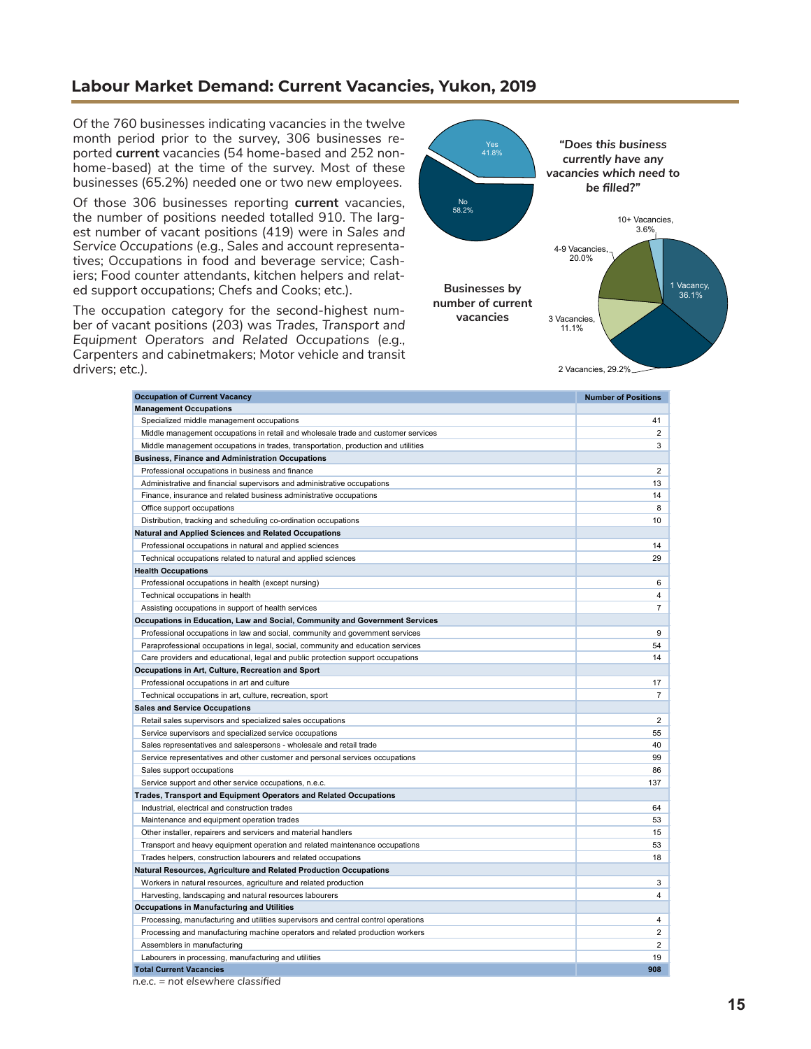## Labour Market Demand: Current Vacancies, Yukon, 2019

Of the 760 businesses indicating vacancies in the twelve month period prior to the survey, 306 businesses reported **current** vacancies (54 home-based and 252 non-home-based) at the time of the survey. Most of these businesses (65.2%) needed one or two new employees.

Of those 306 businesses reporting **current** vacancies, the number of positions needed totalled 910. The largest number of vacant positions (419) were in *Sales and Service Occupations* (e.g., Sales and account representatives; Occupations in food and beverage service; Cashiers; Food counter attendants, kitchen helpers and related support occupations; Chefs and Cooks; etc.).

The occupation category for the second-highest number of vacant positions (203) was *Trades, Transport and Equipment Operators and Related Occupations* (e.g., Carpenters and cabinetmakers; Motor vehicle and transit drivers; etc.).

***"Does this business currently have any vacancies which need to be filled?"***

Yes 41.8%
No 58.2%

**Businesses by number of current vacancies**

1 Vacancy, 36.1%
2 Vacancies, 29.2%
3 Vacancies, 11.1%
4-9 Vacancies, 20.0%
10+ Vacancies, 3.6%

| Occupation of Current Vacancy | Number of Positions |
|---|---|
| **Management Occupations** | |
| Specialized middle management occupations | 41 |
| Middle management occupations in retail and wholesale trade and customer services | 2 |
| Middle management occupations in trades, transportation, production and utilities | 3 |
| **Business, Finance and Administration Occupations** | |
| Professional occupations in business and finance | 2 |
| Administrative and financial supervisors and administrative occupations | 13 |
| Finance, insurance and related business administrative occupations | 14 |
| Office support occupations | 8 |
| Distribution, tracking and scheduling co-ordination occupations | 10 |
| **Natural and Applied Sciences and Related Occupations** | |
| Professional occupations in natural and applied sciences | 14 |
| Technical occupations related to natural and applied sciences | 29 |
| **Health Occupations** | |
| Professional occupations in health (except nursing) | 6 |
| Technical occupations in health | 4 |
| Assisting occupations in support of health services | 7 |
| **Occupations in Education, Law and Social, Community and Government Services** | |
| Professional occupations in law and social, community and government services | 9 |
| Paraprofessional occupations in legal, social, community and education services | 54 |
| Care providers and educational, legal and public protection support occupations | 14 |
| **Occupations in Art, Culture, Recreation and Sport** | |
| Professional occupations in art and culture | 17 |
| Technical occupations in art, culture, recreation, sport | 7 |
| **Sales and Service Occupations** | |
| Retail sales supervisors and specialized sales occupations | 2 |
| Service supervisors and specialized service occupations | 55 |
| Sales representatives and salespersons - wholesale and retail trade | 40 |
| Service representatives and other customer and personal services occupations | 99 |
| Sales support occupations | 86 |
| Service support and other service occupations, n.e.c. | 137 |
| **Trades, Transport and Equipment Operators and Related Occupations** | |
| Industrial, electrical and construction trades | 64 |
| Maintenance and equipment operation trades | 53 |
| Other installer, repairers and servicers and material handlers | 15 |
| Transport and heavy equipment operation and related maintenance occupations | 53 |
| Trades helpers, construction labourers and related occupations | 18 |
| **Natural Resources, Agriculture and Related Production Occupations** | |
| Workers in natural resources, agriculture and related production | 3 |
| Harvesting, landscaping and natural resources labourers | 4 |
| **Occupations in Manufacturing and Utilities** | |
| Processing, manufacturing and utilities supervisors and central control operations | 4 |
| Processing and manufacturing machine operators and related production workers | 2 |
| Assemblers in manufacturing | 2 |
| Labourers in processing, manufacturing and utilities | 19 |
| **Total Current Vacancies** | **908** |

*n.e.c. = not elsewhere classified*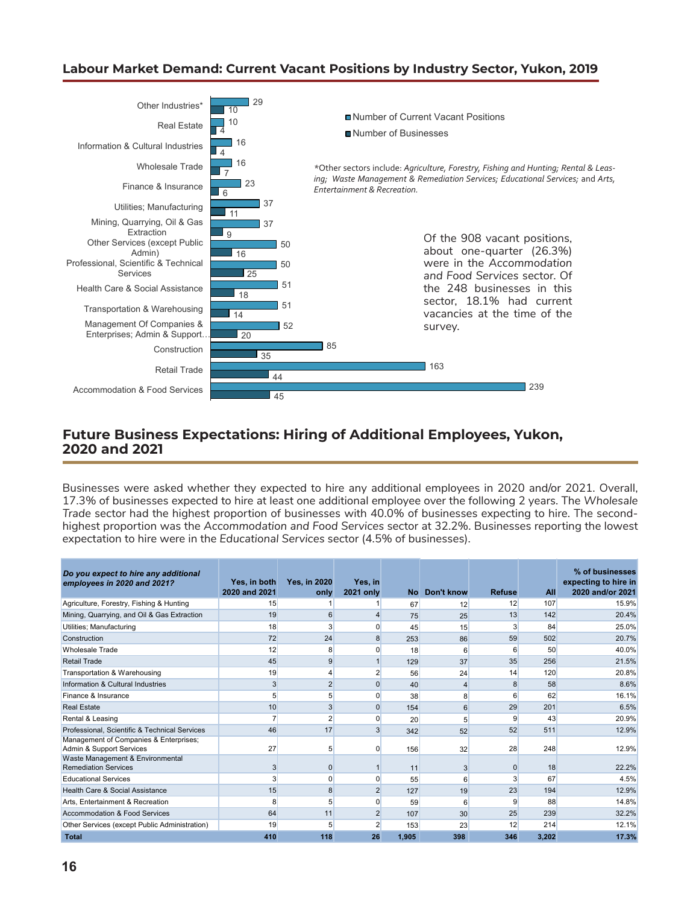## Labour Market Demand: Current Vacant Positions by Industry Sector, Yukon, 2019

| Industry Sector | Number of Current Vacant Positions | Number of Businesses |
|---|---|---|
| Other Industries* | 29 | 10 |
| Real Estate | 10 | 4 |
| Information & Cultural Industries | 16 | 4 |
| Wholesale Trade | 16 | 7 |
| Finance & Insurance | 23 | 6 |
| Utilities; Manufacturing | 37 | 11 |
| Mining, Quarrying, Oil & Gas Extraction | 37 | 9 |
| Other Services (except Public Admin) | 50 | 16 |
| Professional, Scientific & Technical Services | 50 | 25 |
| Health Care & Social Assistance | 51 | 18 |
| Transportation & Warehousing | 51 | 14 |
| Management Of Companies & Enterprises; Admin & Support… | 52 | 20 |
| Construction | 85 | 35 |
| Retail Trade | 163 | 44 |
| Accommodation & Food Services | 239 | 45 |

*Other sectors include: *Agriculture, Forestry, Fishing and Hunting; Rental & Leasing; Waste Management & Remediation Services; Educational Services;* and *Arts, Entertainment & Recreation.*

Of the 908 vacant positions, about one-quarter (26.3%) were in the *Accommodation and Food Services* sector. Of the 248 businesses in this sector, 18.1% had current vacancies at the time of the survey.

## Future Business Expectations: Hiring of Additional Employees, Yukon, 2020 and 2021

Businesses were asked whether they expected to hire any additional employees in 2020 and/or 2021. Overall, 17.3% of businesses expected to hire at least one additional employee over the following 2 years. The *Wholesale Trade* sector had the highest proportion of businesses with 40.0% of businesses expecting to hire. The second-highest proportion was the *Accommodation and Food Services* sector at 32.2%. Businesses reporting the lowest expectation to hire were in the *Educational Services* sector (4.5% of businesses).

| *Do you expect to hire any additional employees in 2020 and 2021?* | Yes, in both 2020 and 2021 | Yes, in 2020 only | Yes, in 2021 only | No | Don't know | Refuse | All | % of businesses expecting to hire in 2020 and/or 2021 |
|---|---|---|---|---|---|---|---|---|
| Agriculture, Forestry, Fishing & Hunting | 15 | 1 | 1 | 67 | 12 | 12 | 107 | 15.9% |
| Mining, Quarrying, and Oil & Gas Extraction | 19 | 6 | 4 | 75 | 25 | 13 | 142 | 20.4% |
| Utilities; Manufacturing | 18 | 3 | 0 | 45 | 15 | 3 | 84 | 25.0% |
| Construction | 72 | 24 | 8 | 253 | 86 | 59 | 502 | 20.7% |
| Wholesale Trade | 12 | 8 | 0 | 18 | 6 | 6 | 50 | 40.0% |
| Retail Trade | 45 | 9 | 1 | 129 | 37 | 35 | 256 | 21.5% |
| Transportation & Warehousing | 19 | 4 | 2 | 56 | 24 | 14 | 120 | 20.8% |
| Information & Cultural Industries | 3 | 2 | 0 | 40 | 4 | 8 | 58 | 8.6% |
| Finance & Insurance | 5 | 5 | 0 | 38 | 8 | 6 | 62 | 16.1% |
| Real Estate | 10 | 3 | 0 | 154 | 6 | 29 | 201 | 6.5% |
| Rental & Leasing | 7 | 2 | 0 | 20 | 5 | 9 | 43 | 20.9% |
| Professional, Scientific & Technical Services | 46 | 17 | 3 | 342 | 52 | 52 | 511 | 12.9% |
| Management of Companies & Enterprises; Admin & Support Services | 27 | 5 | 0 | 156 | 32 | 28 | 248 | 12.9% |
| Waste Management & Environmental Remediation Services | 3 | 0 | 1 | 11 | 3 | 0 | 18 | 22.2% |
| Educational Services | 3 | 0 | 0 | 55 | 6 | 3 | 67 | 4.5% |
| Health Care & Social Assistance | 15 | 8 | 2 | 127 | 19 | 23 | 194 | 12.9% |
| Arts, Entertainment & Recreation | 8 | 5 | 0 | 59 | 6 | 9 | 88 | 14.8% |
| Accommodation & Food Services | 64 | 11 | 2 | 107 | 30 | 25 | 239 | 32.2% |
| Other Services (except Public Administration) | 19 | 5 | 2 | 153 | 23 | 12 | 214 | 12.1% |
| **Total** | **410** | **118** | **26** | **1,905** | **398** | **346** | **3,202** | **17.3%** |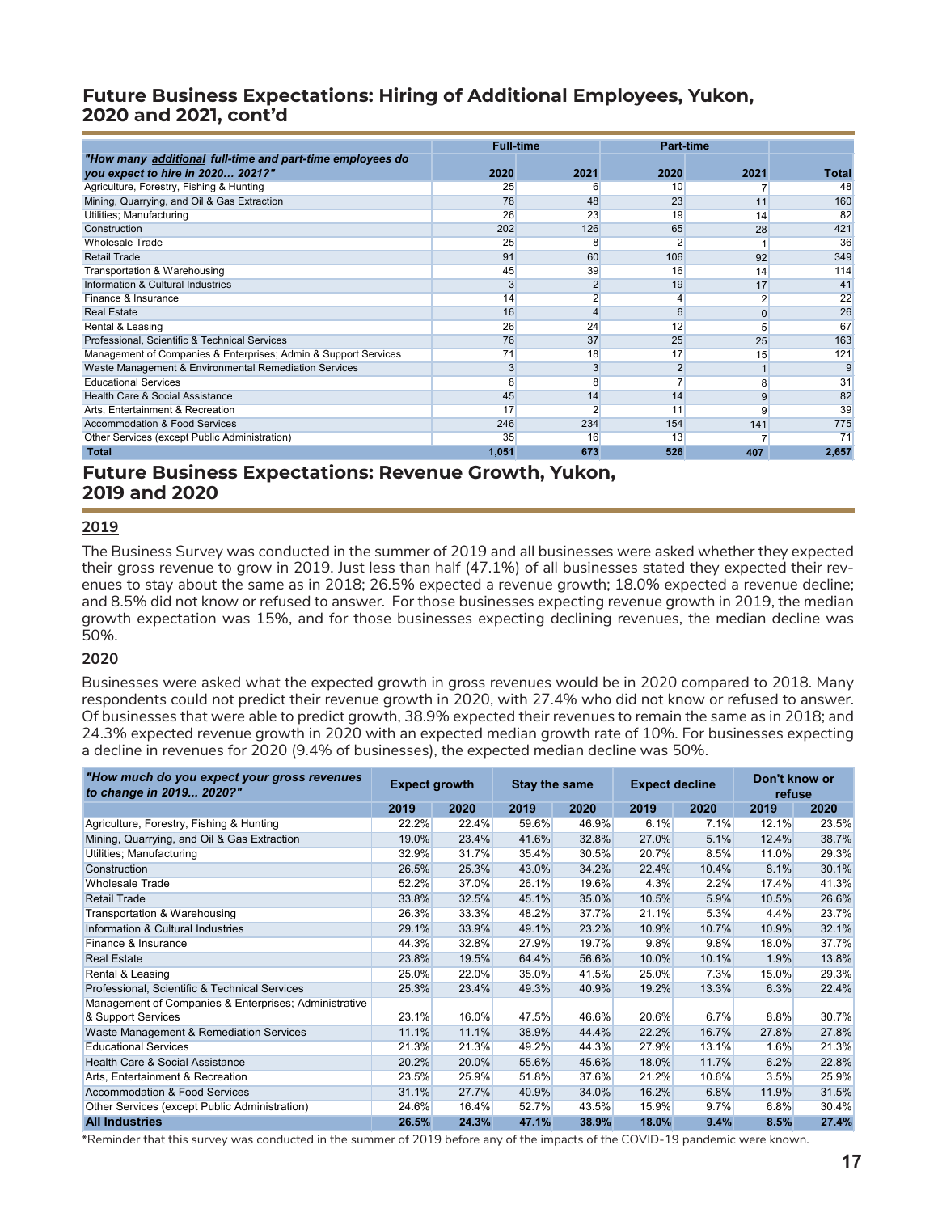## Future Business Expectations: Hiring of Additional Employees, Yukon, 2020 and 2021, cont'd

| *"How many additional full-time and part-time employees do you expect to hire in 2020… 2021?"* | Full-time | | Part-time | | |
|---|---|---|---|---|---|
| | 2020 | 2021 | 2020 | 2021 | Total |
| Agriculture, Forestry, Fishing & Hunting | 25 | 6 | 10 | 7 | 48 |
| Mining, Quarrying, and Oil & Gas Extraction | 78 | 48 | 23 | 11 | 160 |
| Utilities; Manufacturing | 26 | 23 | 19 | 14 | 82 |
| Construction | 202 | 126 | 65 | 28 | 421 |
| Wholesale Trade | 25 | 8 | 2 | 1 | 36 |
| Retail Trade | 91 | 60 | 106 | 92 | 349 |
| Transportation & Warehousing | 45 | 39 | 16 | 14 | 114 |
| Information & Cultural Industries | 3 | 2 | 19 | 17 | 41 |
| Finance & Insurance | 14 | 2 | 4 | 2 | 22 |
| Real Estate | 16 | 4 | 6 | 0 | 26 |
| Rental & Leasing | 26 | 24 | 12 | 5 | 67 |
| Professional, Scientific & Technical Services | 76 | 37 | 25 | 25 | 163 |
| Management of Companies & Enterprises; Admin & Support Services | 71 | 18 | 17 | 15 | 121 |
| Waste Management & Environmental Remediation Services | 3 | 3 | 2 | 1 | 9 |
| Educational Services | 8 | 8 | 7 | 8 | 31 |
| Health Care & Social Assistance | 45 | 14 | 14 | 9 | 82 |
| Arts, Entertainment & Recreation | 17 | 2 | 11 | 9 | 39 |
| Accommodation & Food Services | 246 | 234 | 154 | 141 | 775 |
| Other Services (except Public Administration) | 35 | 16 | 13 | 7 | 71 |
| **Total** | **1,051** | **673** | **526** | **407** | **2,657** |

## Future Business Expectations: Revenue Growth, Yukon, 2019 and 2020

### 2019

The Business Survey was conducted in the summer of 2019 and all businesses were asked whether they expected their gross revenue to grow in 2019. Just less than half (47.1%) of all businesses stated they expected their revenues to stay about the same as in 2018; 26.5% expected a revenue growth; 18.0% expected a revenue decline; and 8.5% did not know or refused to answer. For those businesses expecting revenue growth in 2019, the median growth expectation was 15%, and for those businesses expecting declining revenues, the median decline was 50%.

### 2020

Businesses were asked what the expected growth in gross revenues would be in 2020 compared to 2018. Many respondents could not predict their revenue growth in 2020, with 27.4% who did not know or refused to answer. Of businesses that were able to predict growth, 38.9% expected their revenues to remain the same as in 2018; and 24.3% expected revenue growth in 2020 with an expected median growth rate of 10%. For businesses expecting a decline in revenues for 2020 (9.4% of businesses), the expected median decline was 50%.

| *"How much do you expect your gross revenues to change in 2019... 2020?"* | Expect growth | | Stay the same | | Expect decline | | Don't know or refuse | |
|---|---|---|---|---|---|---|---|---|
| | 2019 | 2020 | 2019 | 2020 | 2019 | 2020 | 2019 | 2020 |
| Agriculture, Forestry, Fishing & Hunting | 22.2% | 22.4% | 59.6% | 46.9% | 6.1% | 7.1% | 12.1% | 23.5% |
| Mining, Quarrying, and Oil & Gas Extraction | 19.0% | 23.4% | 41.6% | 32.8% | 27.0% | 5.1% | 12.4% | 38.7% |
| Utilities; Manufacturing | 32.9% | 31.7% | 35.4% | 30.5% | 20.7% | 8.5% | 11.0% | 29.3% |
| Construction | 26.5% | 25.3% | 43.0% | 34.2% | 22.4% | 10.4% | 8.1% | 30.1% |
| Wholesale Trade | 52.2% | 37.0% | 26.1% | 19.6% | 4.3% | 2.2% | 17.4% | 41.3% |
| Retail Trade | 33.8% | 32.5% | 45.1% | 35.0% | 10.5% | 5.9% | 10.5% | 26.6% |
| Transportation & Warehousing | 26.3% | 33.3% | 48.2% | 37.7% | 21.1% | 5.3% | 4.4% | 23.7% |
| Information & Cultural Industries | 29.1% | 33.9% | 49.1% | 23.2% | 10.9% | 10.7% | 10.9% | 32.1% |
| Finance & Insurance | 44.3% | 32.8% | 27.9% | 19.7% | 9.8% | 9.8% | 18.0% | 37.7% |
| Real Estate | 23.8% | 19.5% | 64.4% | 56.6% | 10.0% | 10.1% | 1.9% | 13.8% |
| Rental & Leasing | 25.0% | 22.0% | 35.0% | 41.5% | 25.0% | 7.3% | 15.0% | 29.3% |
| Professional, Scientific & Technical Services | 25.3% | 23.4% | 49.3% | 40.9% | 19.2% | 13.3% | 6.3% | 22.4% |
| Management of Companies & Enterprises; Administrative & Support Services | 23.1% | 16.0% | 47.5% | 46.6% | 20.6% | 6.7% | 8.8% | 30.7% |
| Waste Management & Remediation Services | 11.1% | 11.1% | 38.9% | 44.4% | 22.2% | 16.7% | 27.8% | 27.8% |
| Educational Services | 21.3% | 21.3% | 49.2% | 44.3% | 27.9% | 13.1% | 1.6% | 21.3% |
| Health Care & Social Assistance | 20.2% | 20.0% | 55.6% | 45.6% | 18.0% | 11.7% | 6.2% | 22.8% |
| Arts, Entertainment & Recreation | 23.5% | 25.9% | 51.8% | 37.6% | 21.2% | 10.6% | 3.5% | 25.9% |
| Accommodation & Food Services | 31.1% | 27.7% | 40.9% | 34.0% | 16.2% | 6.8% | 11.9% | 31.5% |
| Other Services (except Public Administration) | 24.6% | 16.4% | 52.7% | 43.5% | 15.9% | 9.7% | 6.8% | 30.4% |
| **All Industries** | **26.5%** | **24.3%** | **47.1%** | **38.9%** | **18.0%** | **9.4%** | **8.5%** | **27.4%** |

*Reminder that this survey was conducted in the summer of 2019 before any of the impacts of the COVID-19 pandemic were known.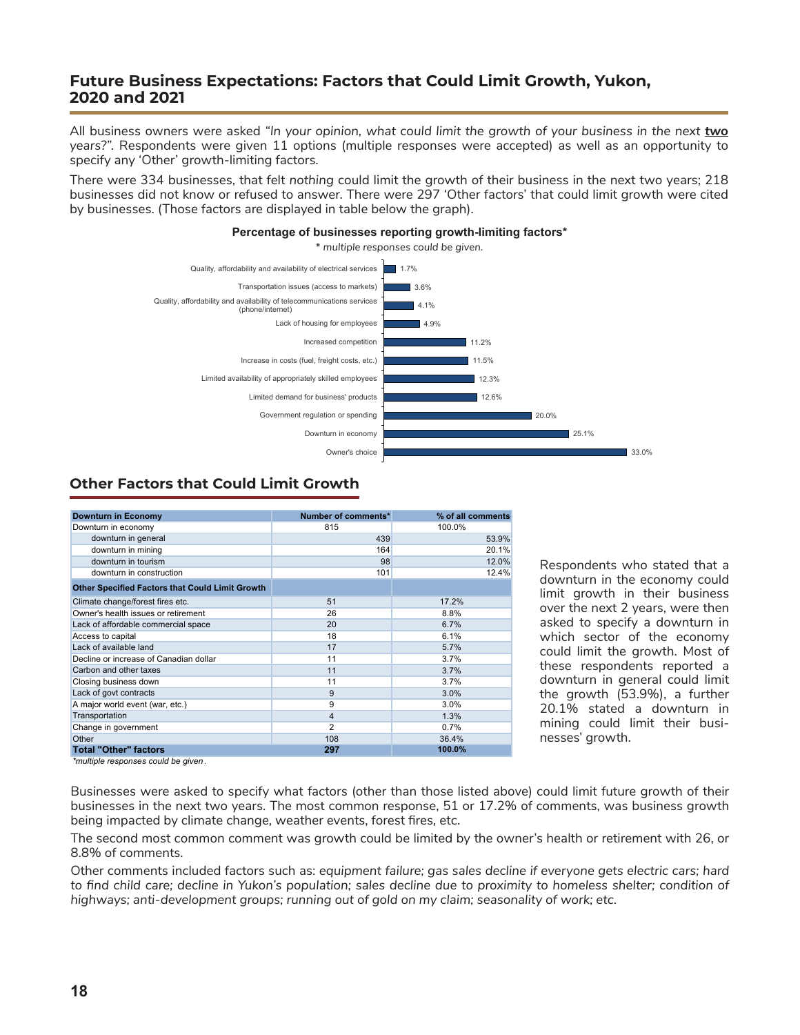## Future Business Expectations: Factors that Could Limit Growth, Yukon, 2020 and 2021

All business owners were asked *"In your opinion, what could limit the growth of your business in the next **two** years?"*. Respondents were given 11 options (multiple responses were accepted) as well as an opportunity to specify any 'Other' growth-limiting factors.

There were 334 businesses, that felt *nothing* could limit the growth of their business in the next two years; 218 businesses did not know or refused to answer. There were 297 'Other factors' that could limit growth were cited by businesses. (Those factors are displayed in table below the graph).

**Percentage of businesses reporting growth-limiting factors***

*\* multiple responses could be given.*

| Factor | % |
|---|---|
| Quality, affordability and availability of electrical services | 1.7% |
| Transportation issues (access to markets) | 3.6% |
| Quality, affordability and availability of telecommunications services (phone/internet) | 4.1% |
| Lack of housing for employees | 4.9% |
| Increased competition | 11.2% |
| Increase in costs (fuel, freight costs, etc.) | 11.5% |
| Limited availability of appropriately skilled employees | 12.3% |
| Limited demand for business' products | 12.6% |
| Government regulation or spending | 20.0% |
| Downturn in economy | 25.1% |
| Owner's choice | 33.0% |

## Other Factors that Could Limit Growth

| **Downturn in Economy** | **Number of comments*** | **% of all comments** |
|---|---|---|
| Downturn in economy | 815 | 100.0% |
| downturn in general | 439 | 53.9% |
| downturn in mining | 164 | 20.1% |
| downturn in tourism | 98 | 12.0% |
| downturn in construction | 101 | 12.4% |
| **Other Specified Factors that Could Limit Growth** | | |
| Climate change/forest fires etc. | 51 | 17.2% |
| Owner's health issues or retirement | 26 | 8.8% |
| Lack of affordable commercial space | 20 | 6.7% |
| Access to capital | 18 | 6.1% |
| Lack of available land | 17 | 5.7% |
| Decline or increase of Canadian dollar | 11 | 3.7% |
| Carbon and other taxes | 11 | 3.7% |
| Closing business down | 11 | 3.7% |
| Lack of govt contracts | 9 | 3.0% |
| A major world event (war, etc.) | 9 | 3.0% |
| Transportation | 4 | 1.3% |
| Change in government | 2 | 0.7% |
| Other | 108 | 36.4% |
| **Total "Other" factors** | **297** | **100.0%** |

*\*multiple responses could be given.*

Respondents who stated that a downturn in the economy could limit growth in their business over the next 2 years, were then asked to specify a downturn in which sector of the economy could limit the growth. Most of these respondents reported a downturn in general could limit the growth (53.9%), a further 20.1% stated a downturn in mining could limit their businesses' growth.

Businesses were asked to specify what factors (other than those listed above) could limit future growth of their businesses in the next two years. The most common response, 51 or 17.2% of comments, was business growth being impacted by climate change, weather events, forest fires, etc.

The second most common comment was growth could be limited by the owner's health or retirement with 26, or 8.8% of comments.

Other comments included factors such as: *equipment failure; gas sales decline if everyone gets electric cars; hard to find child care; decline in Yukon's population; sales decline due to proximity to homeless shelter; condition of highways; anti-development groups; running out of gold on my claim; seasonality of work; etc.*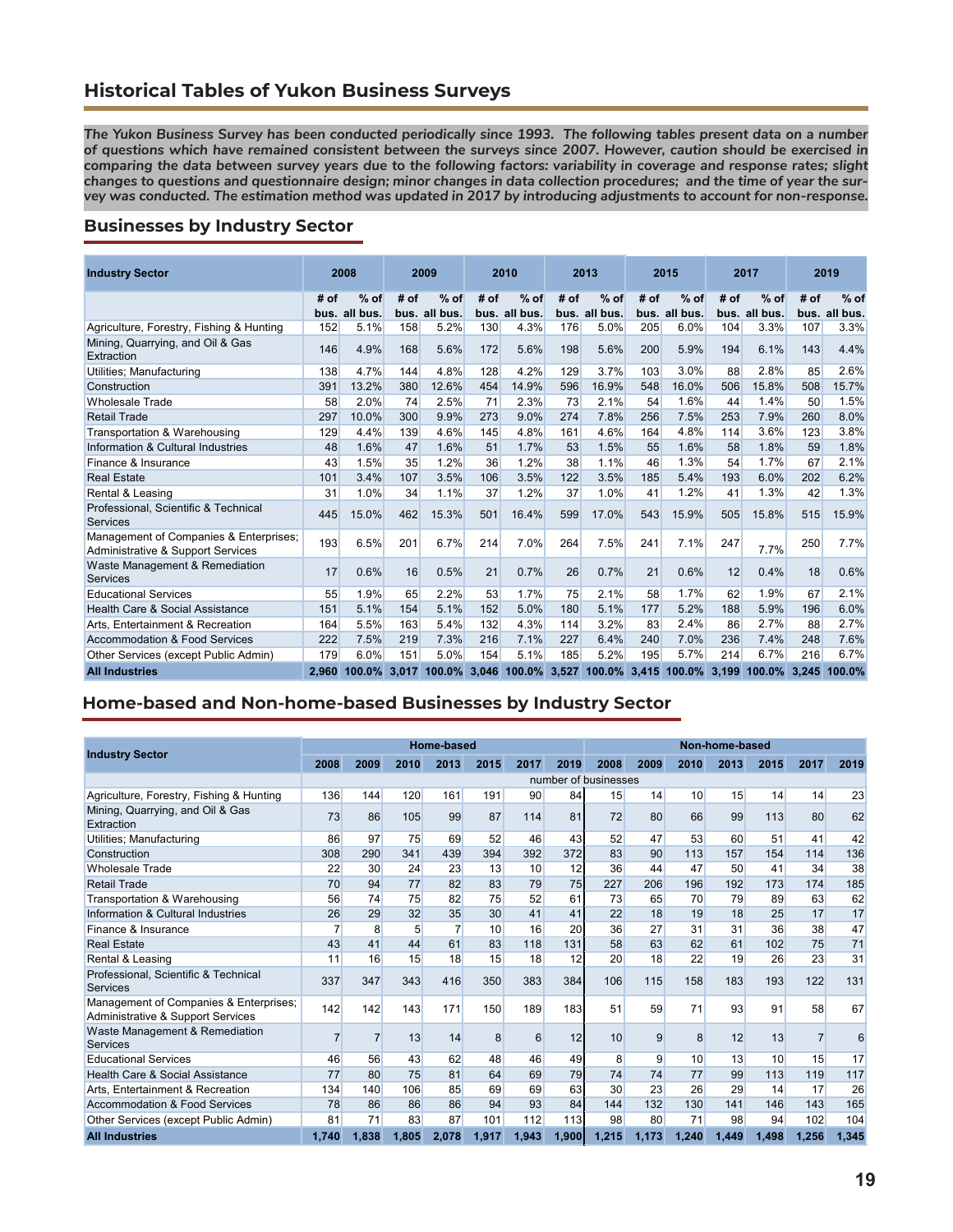## Historical Tables of Yukon Business Surveys

***The Yukon Business Survey has been conducted periodically since 1993. The following tables present data on a number of questions which have remained consistent between the surveys since 2007. However, caution should be exercised in comparing the data between survey years due to the following factors: variability in coverage and response rates; slight changes to questions and questionnaire design; minor changes in data collection procedures; and the time of year the survey was conducted. The estimation method was updated in 2017 by introducing adjustments to account for non-response.***

### Businesses by Industry Sector

| Industry Sector | 2008 | | 2009 | | 2010 | | 2013 | | 2015 | | 2017 | | 2019 | |
|---|---|---|---|---|---|---|---|---|---|---|---|---|---|---|
| | # of bus. | % of all bus. | # of bus. | % of all bus. | # of bus. | % of all bus. | # of bus. | % of all bus. | # of bus. | % of all bus. | # of bus. | % of all bus. | # of bus. | % of all bus. |
| Agriculture, Forestry, Fishing & Hunting | 152 | 5.1% | 158 | 5.2% | 130 | 4.3% | 176 | 5.0% | 205 | 6.0% | 104 | 3.3% | 107 | 3.3% |
| Mining, Quarrying, and Oil & Gas Extraction | 146 | 4.9% | 168 | 5.6% | 172 | 5.6% | 198 | 5.6% | 200 | 5.9% | 194 | 6.1% | 143 | 4.4% |
| Utilities; Manufacturing | 138 | 4.7% | 144 | 4.8% | 128 | 4.2% | 129 | 3.7% | 103 | 3.0% | 88 | 2.8% | 85 | 2.6% |
| Construction | 391 | 13.2% | 380 | 12.6% | 454 | 14.9% | 596 | 16.9% | 548 | 16.0% | 506 | 15.8% | 508 | 15.7% |
| Wholesale Trade | 58 | 2.0% | 74 | 2.5% | 71 | 2.3% | 73 | 2.1% | 54 | 1.6% | 44 | 1.4% | 50 | 1.5% |
| Retail Trade | 297 | 10.0% | 300 | 9.9% | 273 | 9.0% | 274 | 7.8% | 256 | 7.5% | 253 | 7.9% | 260 | 8.0% |
| Transportation & Warehousing | 129 | 4.4% | 139 | 4.6% | 145 | 4.8% | 161 | 4.6% | 164 | 4.8% | 114 | 3.6% | 123 | 3.8% |
| Information & Cultural Industries | 48 | 1.6% | 47 | 1.6% | 51 | 1.7% | 53 | 1.5% | 55 | 1.6% | 58 | 1.8% | 59 | 1.8% |
| Finance & Insurance | 43 | 1.5% | 35 | 1.2% | 36 | 1.2% | 38 | 1.1% | 46 | 1.3% | 54 | 1.7% | 67 | 2.1% |
| Real Estate | 101 | 3.4% | 107 | 3.5% | 106 | 3.5% | 122 | 3.5% | 185 | 5.4% | 193 | 6.0% | 202 | 6.2% |
| Rental & Leasing | 31 | 1.0% | 34 | 1.1% | 37 | 1.2% | 37 | 1.0% | 41 | 1.2% | 41 | 1.3% | 42 | 1.3% |
| Professional, Scientific & Technical Services | 445 | 15.0% | 462 | 15.3% | 501 | 16.4% | 599 | 17.0% | 543 | 15.9% | 505 | 15.8% | 515 | 15.9% |
| Management of Companies & Enterprises; Administrative & Support Services | 193 | 6.5% | 201 | 6.7% | 214 | 7.0% | 264 | 7.5% | 241 | 7.1% | 247 | 7.7% | 250 | 7.7% |
| Waste Management & Remediation Services | 17 | 0.6% | 16 | 0.5% | 21 | 0.7% | 26 | 0.7% | 21 | 0.6% | 12 | 0.4% | 18 | 0.6% |
| Educational Services | 55 | 1.9% | 65 | 2.2% | 53 | 1.7% | 75 | 2.1% | 58 | 1.7% | 62 | 1.9% | 67 | 2.1% |
| Health Care & Social Assistance | 151 | 5.1% | 154 | 5.1% | 152 | 5.0% | 180 | 5.1% | 177 | 5.2% | 188 | 5.9% | 196 | 6.0% |
| Arts, Entertainment & Recreation | 164 | 5.5% | 163 | 5.4% | 132 | 4.3% | 114 | 3.2% | 83 | 2.4% | 86 | 2.7% | 88 | 2.7% |
| Accommodation & Food Services | 222 | 7.5% | 219 | 7.3% | 216 | 7.1% | 227 | 6.4% | 240 | 7.0% | 236 | 7.4% | 248 | 7.6% |
| Other Services (except Public Admin) | 179 | 6.0% | 151 | 5.0% | 154 | 5.1% | 185 | 5.2% | 195 | 5.7% | 214 | 6.7% | 216 | 6.7% |
| **All Industries** | **2,960** | **100.0%** | **3,017** | **100.0%** | **3,046** | **100.0%** | **3,527** | **100.0%** | **3,415** | **100.0%** | **3,199** | **100.0%** | **3,245** | **100.0%** |

### Home-based and Non-home-based Businesses by Industry Sector

| Industry Sector | Home-based | | | | | | | Non-home-based | | | | | | |
|---|---|---|---|---|---|---|---|---|---|---|---|---|---|---|
| | 2008 | 2009 | 2010 | 2013 | 2015 | 2017 | 2019 | 2008 | 2009 | 2010 | 2013 | 2015 | 2017 | 2019 |
| | number of businesses | | | | | | | | | | | | | |
| Agriculture, Forestry, Fishing & Hunting | 136 | 144 | 120 | 161 | 191 | 90 | 84 | 15 | 14 | 10 | 15 | 14 | 14 | 23 |
| Mining, Quarrying, and Oil & Gas Extraction | 73 | 86 | 105 | 99 | 87 | 114 | 81 | 72 | 80 | 66 | 99 | 113 | 80 | 62 |
| Utilities; Manufacturing | 86 | 97 | 75 | 69 | 52 | 46 | 43 | 52 | 47 | 53 | 60 | 51 | 41 | 42 |
| Construction | 308 | 290 | 341 | 439 | 394 | 392 | 372 | 83 | 90 | 113 | 157 | 154 | 114 | 136 |
| Wholesale Trade | 22 | 30 | 24 | 23 | 13 | 10 | 12 | 36 | 44 | 47 | 50 | 41 | 34 | 38 |
| Retail Trade | 70 | 94 | 77 | 82 | 83 | 79 | 75 | 227 | 206 | 196 | 192 | 173 | 174 | 185 |
| Transportation & Warehousing | 56 | 74 | 75 | 82 | 75 | 52 | 61 | 73 | 65 | 70 | 79 | 89 | 63 | 62 |
| Information & Cultural Industries | 26 | 29 | 32 | 35 | 30 | 41 | 41 | 22 | 18 | 19 | 18 | 25 | 17 | 17 |
| Finance & Insurance | 7 | 8 | 5 | 7 | 10 | 16 | 20 | 36 | 27 | 31 | 31 | 36 | 38 | 47 |
| Real Estate | 43 | 41 | 44 | 61 | 83 | 118 | 131 | 58 | 63 | 62 | 61 | 102 | 75 | 71 |
| Rental & Leasing | 11 | 16 | 15 | 18 | 15 | 18 | 12 | 20 | 18 | 22 | 19 | 26 | 23 | 31 |
| Professional, Scientific & Technical Services | 337 | 347 | 343 | 416 | 350 | 383 | 384 | 106 | 115 | 158 | 183 | 193 | 122 | 131 |
| Management of Companies & Enterprises; Administrative & Support Services | 142 | 142 | 143 | 171 | 150 | 189 | 183 | 51 | 59 | 71 | 93 | 91 | 58 | 67 |
| Waste Management & Remediation Services | 7 | 7 | 13 | 14 | 8 | 6 | 12 | 10 | 9 | 8 | 12 | 13 | 7 | 6 |
| Educational Services | 46 | 56 | 43 | 62 | 48 | 46 | 49 | 8 | 9 | 10 | 13 | 10 | 15 | 17 |
| Health Care & Social Assistance | 77 | 80 | 75 | 81 | 64 | 69 | 79 | 74 | 74 | 77 | 99 | 113 | 119 | 117 |
| Arts, Entertainment & Recreation | 134 | 140 | 106 | 85 | 69 | 69 | 63 | 30 | 23 | 26 | 29 | 14 | 17 | 26 |
| Accommodation & Food Services | 78 | 86 | 86 | 86 | 94 | 93 | 84 | 144 | 132 | 130 | 141 | 146 | 143 | 165 |
| Other Services (except Public Admin) | 81 | 71 | 83 | 87 | 101 | 112 | 113 | 98 | 80 | 71 | 98 | 94 | 102 | 104 |
| **All Industries** | **1,740** | **1,838** | **1,805** | **2,078** | **1,917** | **1,943** | **1,900** | **1,215** | **1,173** | **1,240** | **1,449** | **1,498** | **1,256** | **1,345** |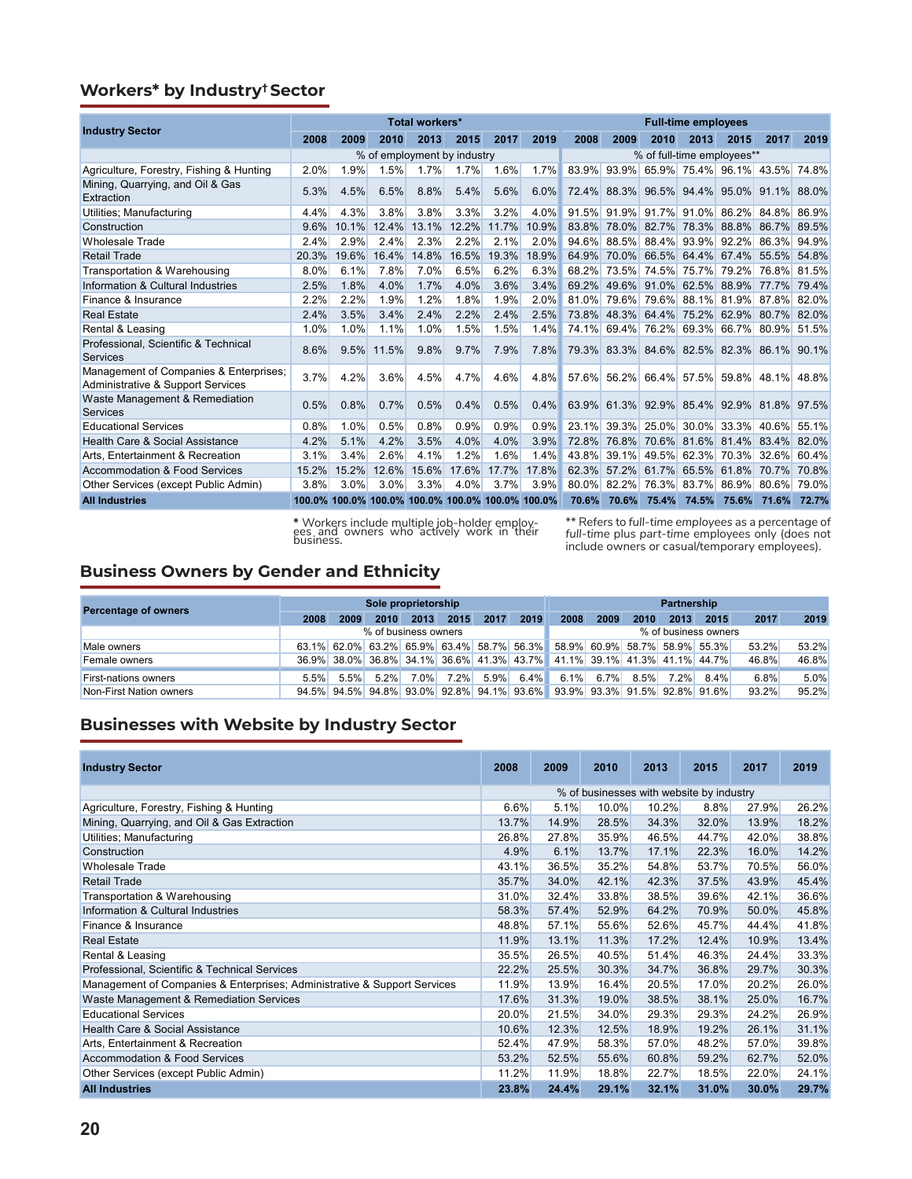## Workers* by Industry† Sector

| Industry Sector | Total workers* | | | | | | | Full-time employees | | | | | | |
|---|---|---|---|---|---|---|---|---|---|---|---|---|---|---|
| | 2008 | 2009 | 2010 | 2013 | 2015 | 2017 | 2019 | 2008 | 2009 | 2010 | 2013 | 2015 | 2017 | 2019 |
| | % of employment by industry | | | | | | | % of full-time employees** | | | | | | |
| Agriculture, Forestry, Fishing & Hunting | 2.0% | 1.9% | 1.5% | 1.7% | 1.7% | 1.6% | 1.7% | 83.9% | 93.9% | 65.9% | 75.4% | 96.1% | 43.5% | 74.8% |
| Mining, Quarrying, and Oil & Gas Extraction | 5.3% | 4.5% | 6.5% | 8.8% | 5.4% | 5.6% | 6.0% | 72.4% | 88.3% | 96.5% | 94.4% | 95.0% | 91.1% | 88.0% |
| Utilities; Manufacturing | 4.4% | 4.3% | 3.8% | 3.8% | 3.3% | 3.2% | 4.0% | 91.5% | 91.9% | 91.7% | 91.0% | 86.2% | 84.8% | 86.9% |
| Construction | 9.6% | 10.1% | 12.4% | 13.1% | 12.2% | 11.7% | 10.9% | 83.8% | 78.0% | 82.7% | 78.3% | 88.8% | 86.7% | 89.5% |
| Wholesale Trade | 2.4% | 2.9% | 2.4% | 2.3% | 2.2% | 2.1% | 2.0% | 94.6% | 88.5% | 88.4% | 93.9% | 92.2% | 86.3% | 94.9% |
| Retail Trade | 20.3% | 19.6% | 16.4% | 14.8% | 16.5% | 19.3% | 18.9% | 64.9% | 70.0% | 66.5% | 64.4% | 67.4% | 55.5% | 54.8% |
| Transportation & Warehousing | 8.0% | 6.1% | 7.8% | 7.0% | 6.5% | 6.2% | 6.3% | 68.2% | 73.5% | 74.5% | 75.7% | 79.2% | 76.8% | 81.5% |
| Information & Cultural Industries | 2.5% | 1.8% | 4.0% | 1.7% | 4.0% | 3.6% | 3.4% | 69.2% | 49.6% | 91.0% | 62.5% | 88.9% | 77.7% | 79.4% |
| Finance & Insurance | 2.2% | 2.2% | 1.9% | 1.2% | 1.8% | 1.9% | 2.0% | 81.0% | 79.6% | 79.6% | 88.1% | 81.9% | 87.8% | 82.0% |
| Real Estate | 2.4% | 3.5% | 3.4% | 2.4% | 2.2% | 2.4% | 2.5% | 73.8% | 48.3% | 64.4% | 75.2% | 62.9% | 80.7% | 82.0% |
| Rental & Leasing | 1.0% | 1.0% | 1.1% | 1.0% | 1.5% | 1.5% | 1.4% | 74.1% | 69.4% | 76.2% | 69.3% | 66.7% | 80.9% | 51.5% |
| Professional, Scientific & Technical Services | 8.6% | 9.5% | 11.5% | 9.8% | 9.7% | 7.9% | 7.8% | 79.3% | 83.3% | 84.6% | 82.5% | 82.3% | 86.1% | 90.1% |
| Management of Companies & Enterprises; Administrative & Support Services | 3.7% | 4.2% | 3.6% | 4.5% | 4.7% | 4.6% | 4.8% | 57.6% | 56.2% | 66.4% | 57.5% | 59.8% | 48.1% | 48.8% |
| Waste Management & Remediation Services | 0.5% | 0.8% | 0.7% | 0.5% | 0.4% | 0.5% | 0.4% | 63.9% | 61.3% | 92.9% | 85.4% | 92.9% | 81.8% | 97.5% |
| Educational Services | 0.8% | 1.0% | 0.5% | 0.8% | 0.9% | 0.9% | 0.9% | 23.1% | 39.3% | 25.0% | 30.0% | 33.3% | 40.6% | 55.1% |
| Health Care & Social Assistance | 4.2% | 5.1% | 4.2% | 3.5% | 4.0% | 4.0% | 3.9% | 72.8% | 76.8% | 70.6% | 81.6% | 81.4% | 83.4% | 82.0% |
| Arts, Entertainment & Recreation | 3.1% | 3.4% | 2.6% | 4.1% | 1.2% | 1.6% | 1.4% | 43.8% | 39.1% | 49.5% | 62.3% | 70.3% | 32.6% | 60.4% |
| Accommodation & Food Services | 15.2% | 15.2% | 12.6% | 15.6% | 17.6% | 17.7% | 17.8% | 62.3% | 57.2% | 61.7% | 65.5% | 61.8% | 70.7% | 70.8% |
| Other Services (except Public Admin) | 3.8% | 3.0% | 3.0% | 3.3% | 4.0% | 3.7% | 3.9% | 80.0% | 82.2% | 76.3% | 83.7% | 86.9% | 80.6% | 79.0% |
| **All Industries** | **100.0%** | **100.0%** | **100.0%** | **100.0%** | **100.0%** | **100.0%** | **100.0%** | **70.6%** | **70.6%** | **75.4%** | **74.5%** | **75.6%** | **71.6%** | **72.7%** |

**\*** Workers include multiple job-holder employees and owners who actively work in their business.

** Refers to *full-time employees* as a percentage of *full-time* plus part-time employees only (does not include owners or casual/temporary employees).

## Business Owners by Gender and Ethnicity

| Percentage of owners | Sole proprietorship | | | | | | | Partnership | | | | | | |
|---|---|---|---|---|---|---|---|---|---|---|---|---|---|---|
| | 2008 | 2009 | 2010 | 2013 | 2015 | 2017 | 2019 | 2008 | 2009 | 2010 | 2013 | 2015 | 2017 | 2019 |
| | % of business owners | | | | | | | % of business owners | | | | | | |
| Male owners | 63.1% | 62.0% | 63.2% | 65.9% | 63.4% | 58.7% | 56.3% | 58.9% | 60.9% | 58.7% | 58.9% | 55.3% | 53.2% | 53.2% |
| Female owners | 36.9% | 38.0% | 36.8% | 34.1% | 36.6% | 41.3% | 43.7% | 41.1% | 39.1% | 41.3% | 41.1% | 44.7% | 46.8% | 46.8% |
| First-nations owners | 5.5% | 5.5% | 5.2% | 7.0% | 7.2% | 5.9% | 6.4% | 6.1% | 6.7% | 8.5% | 7.2% | 8.4% | 6.8% | 5.0% |
| Non-First Nation owners | 94.5% | 94.5% | 94.8% | 93.0% | 92.8% | 94.1% | 93.6% | 93.9% | 93.3% | 91.5% | 92.8% | 91.6% | 93.2% | 95.2% |

## Businesses with Website by Industry Sector

| Industry Sector | 2008 | 2009 | 2010 | 2013 | 2015 | 2017 | 2019 |
|---|---|---|---|---|---|---|---|
| | % of businesses with website by industry | | | | | | |
| Agriculture, Forestry, Fishing & Hunting | 6.6% | 5.1% | 10.0% | 10.2% | 8.8% | 27.9% | 26.2% |
| Mining, Quarrying, and Oil & Gas Extraction | 13.7% | 14.9% | 28.5% | 34.3% | 32.0% | 13.9% | 18.2% |
| Utilities; Manufacturing | 26.8% | 27.8% | 35.9% | 46.5% | 44.7% | 42.0% | 38.8% |
| Construction | 4.9% | 6.1% | 13.7% | 17.1% | 22.3% | 16.0% | 14.2% |
| Wholesale Trade | 43.1% | 36.5% | 35.2% | 54.8% | 53.7% | 70.5% | 56.0% |
| Retail Trade | 35.7% | 34.0% | 42.1% | 42.3% | 37.5% | 43.9% | 45.4% |
| Transportation & Warehousing | 31.0% | 32.4% | 33.8% | 38.5% | 39.6% | 42.1% | 36.6% |
| Information & Cultural Industries | 58.3% | 57.4% | 52.9% | 64.2% | 70.9% | 50.0% | 45.8% |
| Finance & Insurance | 48.8% | 57.1% | 55.6% | 52.6% | 45.7% | 44.4% | 41.8% |
| Real Estate | 11.9% | 13.1% | 11.3% | 17.2% | 12.4% | 10.9% | 13.4% |
| Rental & Leasing | 35.5% | 26.5% | 40.5% | 51.4% | 46.3% | 24.4% | 33.3% |
| Professional, Scientific & Technical Services | 22.2% | 25.5% | 30.3% | 34.7% | 36.8% | 29.7% | 30.3% |
| Management of Companies & Enterprises; Administrative & Support Services | 11.9% | 13.9% | 16.4% | 20.5% | 17.0% | 20.2% | 26.0% |
| Waste Management & Remediation Services | 17.6% | 31.3% | 19.0% | 38.5% | 38.1% | 25.0% | 16.7% |
| Educational Services | 20.0% | 21.5% | 34.0% | 29.3% | 29.3% | 24.2% | 26.9% |
| Health Care & Social Assistance | 10.6% | 12.3% | 12.5% | 18.9% | 19.2% | 26.1% | 31.1% |
| Arts, Entertainment & Recreation | 52.4% | 47.9% | 58.3% | 57.0% | 48.2% | 57.0% | 39.8% |
| Accommodation & Food Services | 53.2% | 52.5% | 55.6% | 60.8% | 59.2% | 62.7% | 52.0% |
| Other Services (except Public Admin) | 11.2% | 11.9% | 18.8% | 22.7% | 18.5% | 22.0% | 24.1% |
| **All Industries** | **23.8%** | **24.4%** | **29.1%** | **32.1%** | **31.0%** | **30.0%** | **29.7%** |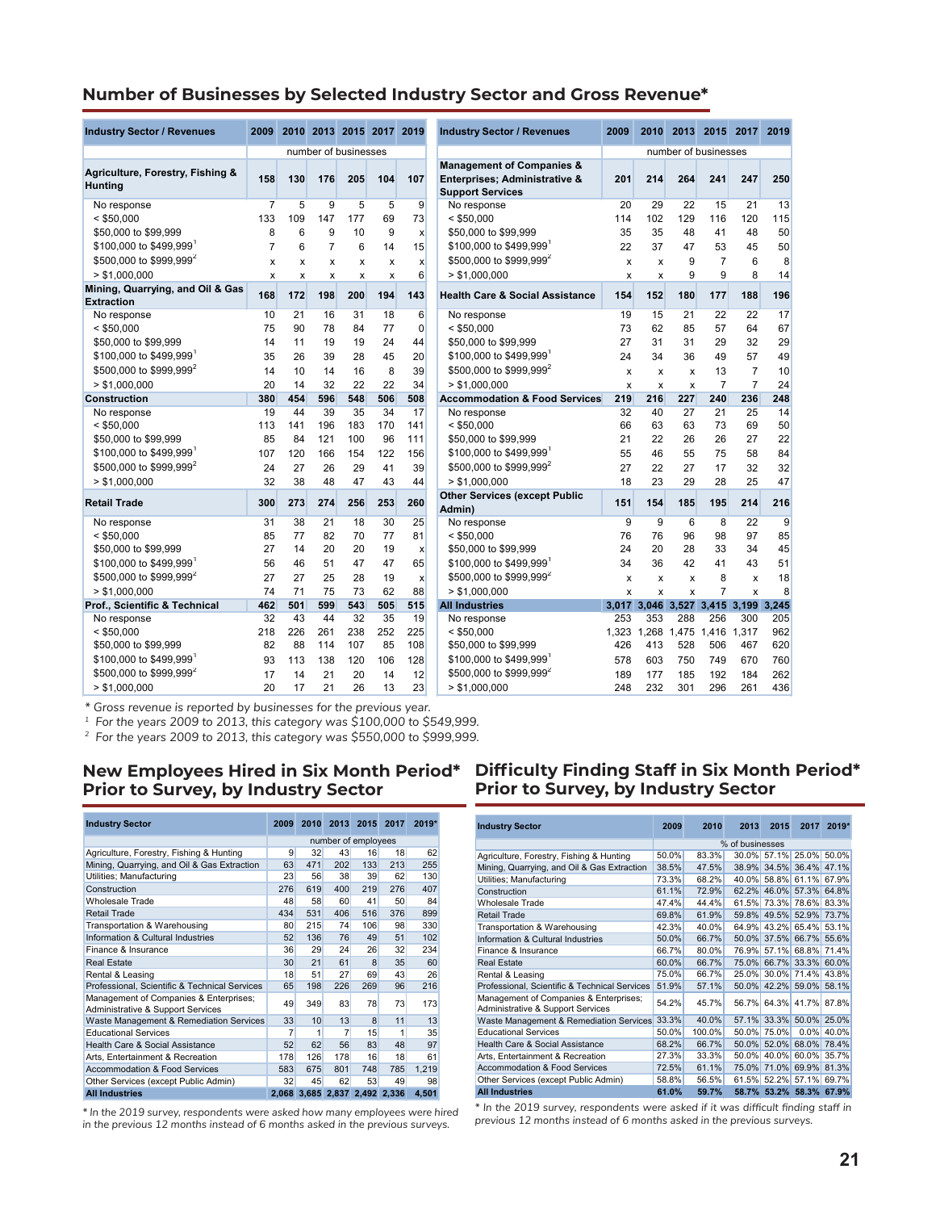## Number of Businesses by Selected Industry Sector and Gross Revenue*

| Industry Sector / Revenues | 2009 | 2010 | 2013 | 2015 | 2017 | 2019 |
|---|---|---|---|---|---|---|
| | number of businesses | | | | | |
| **Agriculture, Forestry, Fishing & Hunting** | **158** | **130** | **176** | **205** | **104** | **107** |
| No response | 7 | 5 | 9 | 5 | 5 | 9 |
| < $50,000 | 133 | 109 | 147 | 177 | 69 | 73 |
| $50,000 to $99,999 | 8 | 6 | 9 | 10 | 9 | x |
| $100,000 to $499,999[1] | 7 | 6 | 7 | 6 | 14 | 15 |
| $500,000 to $999,999[2] | x | x | x | x | x | x |
| > $1,000,000 | x | x | x | x | x | 6 |
| **Mining, Quarrying, and Oil & Gas Extraction** | **168** | **172** | **198** | **200** | **194** | **143** |
| No response | 10 | 21 | 16 | 31 | 18 | 6 |
| < $50,000 | 75 | 90 | 78 | 84 | 77 | 0 |
| $50,000 to $99,999 | 14 | 11 | 19 | 19 | 24 | 44 |
| $100,000 to $499,999[1] | 35 | 26 | 39 | 28 | 45 | 20 |
| $500,000 to $999,999[2] | 14 | 10 | 14 | 16 | 8 | 39 |
| > $1,000,000 | 20 | 14 | 32 | 22 | 22 | 34 |
| **Construction** | **380** | **454** | **596** | **548** | **506** | **508** |
| No response | 19 | 44 | 39 | 35 | 34 | 17 |
| < $50,000 | 113 | 141 | 196 | 183 | 170 | 141 |
| $50,000 to $99,999 | 85 | 84 | 121 | 100 | 96 | 111 |
| $100,000 to $499,999[1] | 107 | 120 | 166 | 154 | 122 | 156 |
| $500,000 to $999,999[2] | 24 | 27 | 26 | 29 | 41 | 39 |
| > $1,000,000 | 32 | 38 | 48 | 47 | 43 | 44 |
| **Retail Trade** | **300** | **273** | **274** | **256** | **253** | **260** |
| No response | 31 | 38 | 21 | 18 | 30 | 25 |
| < $50,000 | 85 | 77 | 82 | 70 | 77 | 81 |
| $50,000 to $99,999 | 27 | 14 | 20 | 20 | 19 | x |
| $100,000 to $499,999[1] | 56 | 46 | 51 | 47 | 47 | 65 |
| $500,000 to $999,999[2] | 27 | 27 | 25 | 28 | 19 | x |
| > $1,000,000 | 74 | 71 | 75 | 73 | 62 | 88 |
| **Prof., Scientific & Technical** | **462** | **501** | **599** | **543** | **505** | **515** |
| No response | 32 | 43 | 44 | 32 | 35 | 19 |
| < $50,000 | 218 | 226 | 261 | 238 | 252 | 225 |
| $50,000 to $99,999 | 82 | 88 | 114 | 107 | 85 | 108 |
| $100,000 to $499,999[1] | 93 | 113 | 138 | 120 | 106 | 128 |
| $500,000 to $999,999[2] | 17 | 14 | 21 | 20 | 14 | 12 |
| > $1,000,000 | 20 | 17 | 21 | 26 | 13 | 23 |
| **Management of Companies & Enterprises; Administrative & Support Services** | **201** | **214** | **264** | **241** | **247** | **250** |
| No response | 20 | 29 | 22 | 15 | 21 | 13 |
| < $50,000 | 114 | 102 | 129 | 116 | 120 | 115 |
| $50,000 to $99,999 | 35 | 35 | 48 | 41 | 48 | 50 |
| $100,000 to $499,999[1] | 22 | 37 | 47 | 53 | 45 | 50 |
| $500,000 to $999,999[2] | x | x | 9 | 7 | 6 | 8 |
| > $1,000,000 | x | x | 9 | 9 | 8 | 14 |
| **Health Care & Social Assistance** | **154** | **152** | **180** | **177** | **188** | **196** |
| No response | 19 | 15 | 21 | 22 | 22 | 17 |
| < $50,000 | 73 | 62 | 85 | 57 | 64 | 67 |
| $50,000 to $99,999 | 27 | 31 | 31 | 29 | 32 | 29 |
| $100,000 to $499,999[1] | 24 | 34 | 36 | 49 | 57 | 49 |
| $500,000 to $999,999[2] | x | x | x | 13 | 7 | 10 |
| > $1,000,000 | x | x | x | 7 | 7 | 24 |
| **Accommodation & Food Services** | **219** | **216** | **227** | **240** | **236** | **248** |
| No response | 32 | 40 | 27 | 21 | 25 | 14 |
| < $50,000 | 66 | 63 | 63 | 73 | 69 | 50 |
| $50,000 to $99,999 | 21 | 22 | 26 | 26 | 27 | 22 |
| $100,000 to $499,999[1] | 55 | 46 | 55 | 75 | 58 | 84 |
| $500,000 to $999,999[2] | 27 | 22 | 27 | 17 | 32 | 32 |
| > $1,000,000 | 18 | 23 | 29 | 28 | 25 | 47 |
| **Other Services (except Public Admin)** | **151** | **154** | **185** | **195** | **214** | **216** |
| No response | 9 | 9 | 6 | 8 | 22 | 9 |
| < $50,000 | 76 | 76 | 96 | 98 | 97 | 85 |
| $50,000 to $99,999 | 24 | 20 | 28 | 33 | 34 | 45 |
| $100,000 to $499,999[1] | 34 | 36 | 42 | 41 | 43 | 51 |
| $500,000 to $999,999[2] | x | x | x | 8 | x | 18 |
| > $1,000,000 | x | x | x | 7 | x | 8 |
| **All Industries** | **3,017** | **3,046** | **3,527** | **3,415** | **3,199** | **3,245** |
| No response | 253 | 353 | 288 | 256 | 300 | 205 |
| < $50,000 | 1,323 | 1,268 | 1,475 | 1,416 | 1,317 | 962 |
| $50,000 to $99,999 | 426 | 413 | 528 | 506 | 467 | 620 |
| $100,000 to $499,999[1] | 578 | 603 | 750 | 749 | 670 | 760 |
| $500,000 to $999,999[2] | 189 | 177 | 185 | 192 | 184 | 262 |
| > $1,000,000 | 248 | 232 | 301 | 296 | 261 | 436 |

*Gross revenue is reported by businesses for the previous year.*

[1] For the years 2009 to 2013, this category was $100,000 to $549,999.

[2] For the years 2009 to 2013, this category was $550,000 to $999,999.

## New Employees Hired in Six Month Period* Prior to Survey, by Industry Sector

| Industry Sector | 2009 | 2010 | 2013 | 2015 | 2017 | 2019* |
|---|---|---|---|---|---|---|
| | number of employees | | | | | |
| Agriculture, Forestry, Fishing & Hunting | 9 | 32 | 43 | 16 | 18 | 62 |
| Mining, Quarrying, and Oil & Gas Extraction | 63 | 471 | 202 | 133 | 213 | 255 |
| Utilities; Manufacturing | 23 | 56 | 38 | 39 | 62 | 130 |
| Construction | 276 | 619 | 400 | 219 | 276 | 407 |
| Wholesale Trade | 48 | 58 | 60 | 41 | 50 | 84 |
| Retail Trade | 434 | 531 | 406 | 516 | 376 | 899 |
| Transportation & Warehousing | 80 | 215 | 74 | 106 | 98 | 330 |
| Information & Cultural Industries | 52 | 136 | 76 | 49 | 51 | 102 |
| Finance & Insurance | 36 | 29 | 24 | 26 | 32 | 234 |
| Real Estate | 30 | 21 | 61 | 8 | 35 | 60 |
| Rental & Leasing | 18 | 51 | 27 | 69 | 43 | 26 |
| Professional, Scientific & Technical Services | 65 | 198 | 226 | 269 | 96 | 216 |
| Management of Companies & Enterprises; Administrative & Support Services | 49 | 349 | 83 | 78 | 73 | 173 |
| Waste Management & Remediation Services | 33 | 10 | 13 | 8 | 11 | 13 |
| Educational Services | 7 | 1 | 7 | 15 | 1 | 35 |
| Health Care & Social Assistance | 52 | 62 | 56 | 83 | 48 | 97 |
| Arts, Entertainment & Recreation | 178 | 126 | 178 | 16 | 18 | 61 |
| Accommodation & Food Services | 583 | 675 | 801 | 748 | 785 | 1,219 |
| Other Services (except Public Admin) | 32 | 45 | 62 | 53 | 49 | 98 |
| **All Industries** | **2,068** | **3,685** | **2,837** | **2,492** | **2,336** | **4,501** |

*\* In the 2019 survey, respondents were asked how many employees were hired in the previous 12 months instead of 6 months asked in the previous surveys.*

## Difficulty Finding Staff in Six Month Period* Prior to Survey, by Industry Sector

| Industry Sector | 2009 | 2010 | 2013 | 2015 | 2017 | 2019* |
|---|---|---|---|---|---|---|
| | % of businesses | | | | | |
| Agriculture, Forestry, Fishing & Hunting | 50.0% | 83.3% | 30.0% | 57.1% | 25.0% | 50.0% |
| Mining, Quarrying, and Oil & Gas Extraction | 38.5% | 47.5% | 38.9% | 34.5% | 36.4% | 47.1% |
| Utilities; Manufacturing | 73.3% | 68.2% | 40.0% | 58.8% | 61.1% | 67.9% |
| Construction | 61.1% | 72.9% | 62.2% | 46.0% | 57.3% | 64.8% |
| Wholesale Trade | 47.4% | 44.4% | 61.5% | 73.3% | 78.6% | 83.3% |
| Retail Trade | 69.8% | 61.9% | 59.8% | 49.5% | 52.9% | 73.7% |
| Transportation & Warehousing | 42.3% | 40.0% | 64.9% | 43.2% | 65.4% | 53.1% |
| Information & Cultural Industries | 50.0% | 66.7% | 50.0% | 37.5% | 66.7% | 55.6% |
| Finance & Insurance | 66.7% | 80.0% | 76.9% | 57.1% | 68.8% | 71.4% |
| Real Estate | 60.0% | 66.7% | 75.0% | 66.7% | 33.3% | 60.0% |
| Rental & Leasing | 75.0% | 66.7% | 25.0% | 30.0% | 71.4% | 43.8% |
| Professional, Scientific & Technical Services | 51.9% | 57.1% | 50.0% | 42.2% | 59.0% | 58.1% |
| Management of Companies & Enterprises; Administrative & Support Services | 54.2% | 45.7% | 56.7% | 64.3% | 41.7% | 87.8% |
| Waste Management & Remediation Services | 33.3% | 40.0% | 57.1% | 33.3% | 50.0% | 25.0% |
| Educational Services | 50.0% | 100.0% | 50.0% | 75.0% | 0.0% | 40.0% |
| Health Care & Social Assistance | 68.2% | 66.7% | 50.0% | 52.0% | 68.0% | 78.4% |
| Arts, Entertainment & Recreation | 27.3% | 33.3% | 50.0% | 40.0% | 60.0% | 35.7% |
| Accommodation & Food Services | 72.5% | 61.1% | 75.0% | 71.0% | 69.9% | 81.3% |
| Other Services (except Public Admin) | 58.8% | 56.5% | 61.5% | 52.2% | 57.1% | 69.7% |
| **All Industries** | **61.0%** | **59.7%** | **58.7%** | **53.2%** | **58.3%** | **67.9%** |

*\* In the 2019 survey, respondents were asked if it was difficult finding staff in previous 12 months instead of 6 months asked in the previous surveys.*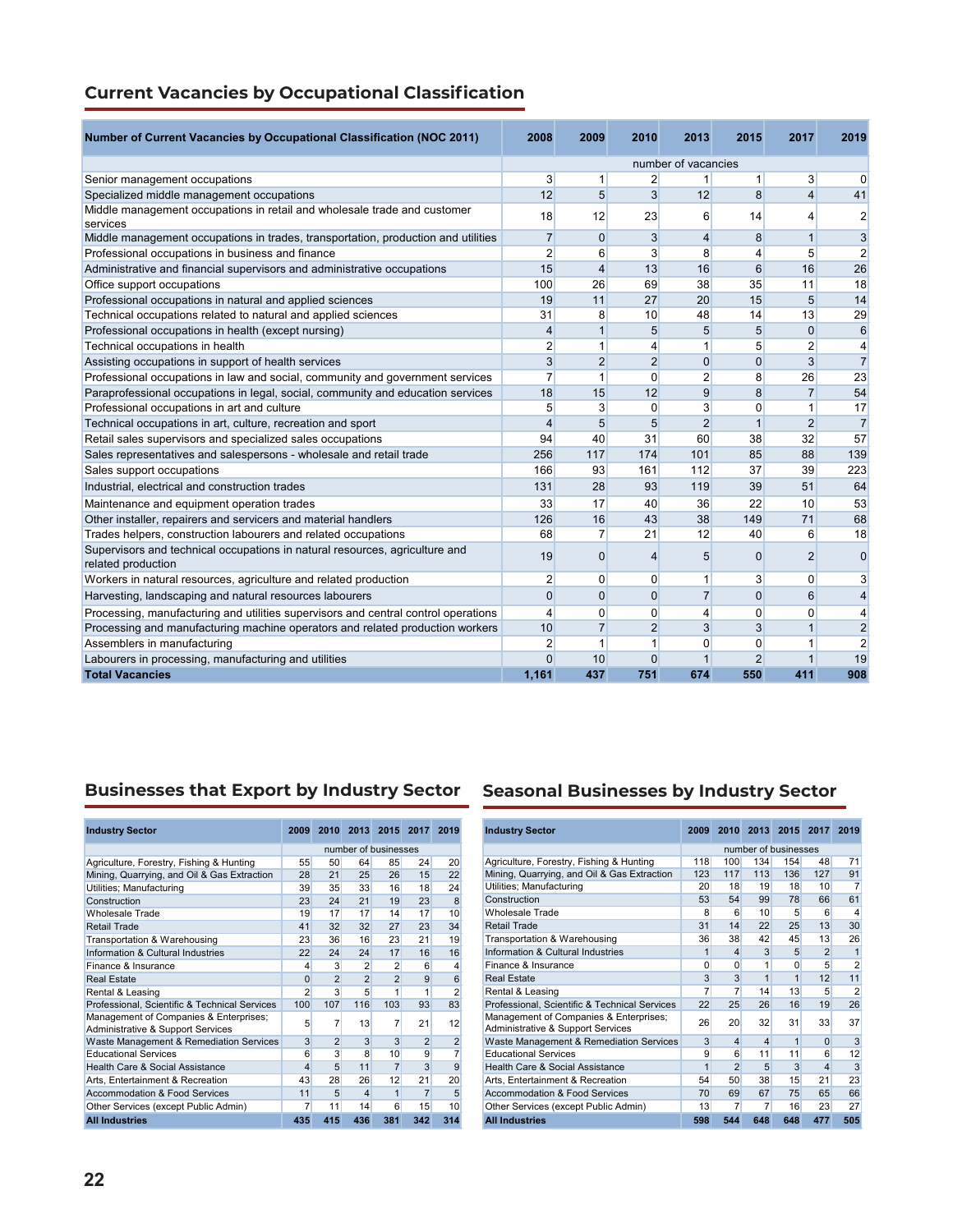## Current Vacancies by Occupational Classification

| Number of Current Vacancies by Occupational Classification (NOC 2011) | 2008 | 2009 | 2010 | 2013 | 2015 | 2017 | 2019 |
|---|---|---|---|---|---|---|---|
| | number of vacancies | | | | | | |
| Senior management occupations | 3 | 1 | 2 | 1 | 1 | 3 | 0 |
| Specialized middle management occupations | 12 | 5 | 3 | 12 | 8 | 4 | 41 |
| Middle management occupations in retail and wholesale trade and customer services | 18 | 12 | 23 | 6 | 14 | 4 | 2 |
| Middle management occupations in trades, transportation, production and utilities | 7 | 0 | 3 | 4 | 8 | 1 | 3 |
| Professional occupations in business and finance | 2 | 6 | 3 | 8 | 4 | 5 | 2 |
| Administrative and financial supervisors and administrative occupations | 15 | 4 | 13 | 16 | 6 | 16 | 26 |
| Office support occupations | 100 | 26 | 69 | 38 | 35 | 11 | 18 |
| Professional occupations in natural and applied sciences | 19 | 11 | 27 | 20 | 15 | 5 | 14 |
| Technical occupations related to natural and applied sciences | 31 | 8 | 10 | 48 | 14 | 13 | 29 |
| Professional occupations in health (except nursing) | 4 | 1 | 5 | 5 | 5 | 0 | 6 |
| Technical occupations in health | 2 | 1 | 4 | 1 | 5 | 2 | 4 |
| Assisting occupations in support of health services | 3 | 2 | 2 | 0 | 0 | 3 | 7 |
| Professional occupations in law and social, community and government services | 7 | 1 | 0 | 2 | 8 | 26 | 23 |
| Paraprofessional occupations in legal, social, community and education services | 18 | 15 | 12 | 9 | 8 | 7 | 54 |
| Professional occupations in art and culture | 5 | 3 | 0 | 3 | 0 | 1 | 17 |
| Technical occupations in art, culture, recreation and sport | 4 | 5 | 5 | 2 | 1 | 2 | 7 |
| Retail sales supervisors and specialized sales occupations | 94 | 40 | 31 | 60 | 38 | 32 | 57 |
| Sales representatives and salespersons - wholesale and retail trade | 256 | 117 | 174 | 101 | 85 | 88 | 139 |
| Sales support occupations | 166 | 93 | 161 | 112 | 37 | 39 | 223 |
| Industrial, electrical and construction trades | 131 | 28 | 93 | 119 | 39 | 51 | 64 |
| Maintenance and equipment operation trades | 33 | 17 | 40 | 36 | 22 | 10 | 53 |
| Other installer, repairers and servicers and material handlers | 126 | 16 | 43 | 38 | 149 | 71 | 68 |
| Trades helpers, construction labourers and related occupations | 68 | 7 | 21 | 12 | 40 | 6 | 18 |
| Supervisors and technical occupations in natural resources, agriculture and related production | 19 | 0 | 4 | 5 | 0 | 2 | 0 |
| Workers in natural resources, agriculture and related production | 2 | 0 | 0 | 1 | 3 | 0 | 3 |
| Harvesting, landscaping and natural resources labourers | 0 | 0 | 0 | 7 | 0 | 6 | 4 |
| Processing, manufacturing and utilities supervisors and central control operations | 4 | 0 | 0 | 4 | 0 | 0 | 4 |
| Processing and manufacturing machine operators and related production workers | 10 | 7 | 2 | 3 | 3 | 1 | 2 |
| Assemblers in manufacturing | 2 | 1 | 1 | 0 | 0 | 1 | 2 |
| Labourers in processing, manufacturing and utilities | 0 | 10 | 0 | 1 | 2 | 1 | 19 |
| **Total Vacancies** | **1,161** | **437** | **751** | **674** | **550** | **411** | **908** |

## Businesses that Export by Industry Sector

| Industry Sector | 2009 | 2010 | 2013 | 2015 | 2017 | 2019 |
|---|---|---|---|---|---|---|
| | number of businesses | | | | | |
| Agriculture, Forestry, Fishing & Hunting | 55 | 50 | 64 | 85 | 24 | 20 |
| Mining, Quarrying, and Oil & Gas Extraction | 28 | 21 | 25 | 26 | 15 | 22 |
| Utilities; Manufacturing | 39 | 35 | 33 | 16 | 18 | 24 |
| Construction | 23 | 24 | 21 | 19 | 23 | 8 |
| Wholesale Trade | 19 | 17 | 17 | 14 | 17 | 10 |
| Retail Trade | 41 | 32 | 32 | 27 | 23 | 34 |
| Transportation & Warehousing | 23 | 36 | 16 | 23 | 21 | 19 |
| Information & Cultural Industries | 22 | 24 | 24 | 17 | 16 | 16 |
| Finance & Insurance | 4 | 3 | 2 | 2 | 6 | 4 |
| Real Estate | 0 | 2 | 2 | 2 | 9 | 6 |
| Rental & Leasing | 2 | 3 | 5 | 1 | 1 | 2 |
| Professional, Scientific & Technical Services | 100 | 107 | 116 | 103 | 93 | 83 |
| Management of Companies & Enterprises; Administrative & Support Services | 5 | 7 | 13 | 7 | 21 | 12 |
| Waste Management & Remediation Services | 3 | 2 | 3 | 3 | 2 | 2 |
| Educational Services | 6 | 3 | 8 | 10 | 9 | 7 |
| Health Care & Social Assistance | 4 | 5 | 11 | 7 | 3 | 9 |
| Arts, Entertainment & Recreation | 43 | 28 | 26 | 12 | 21 | 20 |
| Accommodation & Food Services | 11 | 5 | 4 | 1 | 7 | 5 |
| Other Services (except Public Admin) | 7 | 11 | 14 | 6 | 15 | 10 |
| **All Industries** | **435** | **415** | **436** | **381** | **342** | **314** |

## Seasonal Businesses by Industry Sector

| Industry Sector | 2009 | 2010 | 2013 | 2015 | 2017 | 2019 |
|---|---|---|---|---|---|---|
| | number of businesses | | | | | |
| Agriculture, Forestry, Fishing & Hunting | 118 | 100 | 134 | 154 | 48 | 71 |
| Mining, Quarrying, and Oil & Gas Extraction | 123 | 117 | 113 | 136 | 127 | 91 |
| Utilities; Manufacturing | 20 | 18 | 19 | 18 | 10 | 7 |
| Construction | 53 | 54 | 99 | 78 | 66 | 61 |
| Wholesale Trade | 8 | 6 | 10 | 5 | 6 | 4 |
| Retail Trade | 31 | 14 | 22 | 25 | 13 | 30 |
| Transportation & Warehousing | 36 | 38 | 42 | 45 | 13 | 26 |
| Information & Cultural Industries | 1 | 4 | 3 | 5 | 2 | 1 |
| Finance & Insurance | 0 | 0 | 1 | 0 | 5 | 2 |
| Real Estate | 3 | 3 | 1 | 1 | 12 | 11 |
| Rental & Leasing | 7 | 7 | 14 | 13 | 5 | 2 |
| Professional, Scientific & Technical Services | 22 | 25 | 26 | 16 | 19 | 26 |
| Management of Companies & Enterprises; Administrative & Support Services | 26 | 20 | 32 | 31 | 33 | 37 |
| Waste Management & Remediation Services | 3 | 4 | 4 | 1 | 0 | 3 |
| Educational Services | 9 | 6 | 11 | 11 | 6 | 12 |
| Health Care & Social Assistance | 1 | 2 | 5 | 3 | 4 | 3 |
| Arts, Entertainment & Recreation | 54 | 50 | 38 | 15 | 21 | 23 |
| Accommodation & Food Services | 70 | 69 | 67 | 75 | 65 | 66 |
| Other Services (except Public Admin) | 13 | 7 | 7 | 16 | 23 | 27 |
| **All Industries** | **598** | **544** | **648** | **648** | **477** | **505** |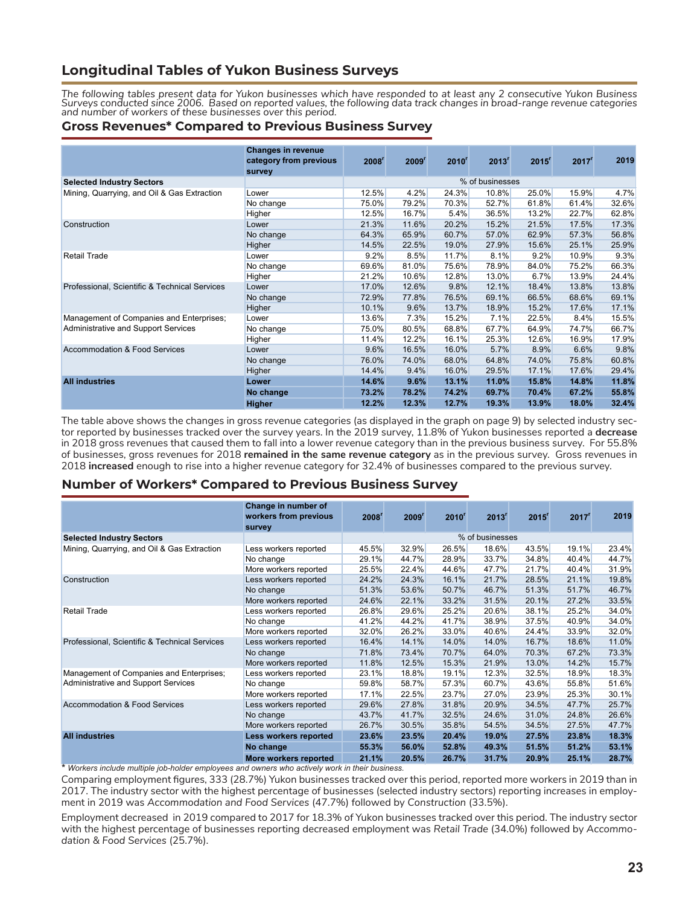## Longitudinal Tables of Yukon Business Surveys

*The following tables present data for Yukon businesses which have responded to at least any 2 consecutive Yukon Business Surveys conducted since 2006. Based on reported values, the following data track changes in broad-range revenue categories and number of workers of these businesses over this period.*

### Gross Revenues* Compared to Previous Business Survey

| | Changes in revenue category from previous survey | 2008[r] | 2009[r] | 2010[r] | 2013[r] | 2015[r] | 2017[r] | 2019 |
|---|---|---|---|---|---|---|---|---|
| **Selected Industry Sectors** | | % of businesses | | | | | | |
| Mining, Quarrying, and Oil & Gas Extraction | Lower | 12.5% | 4.2% | 24.3% | 10.8% | 25.0% | 15.9% | 4.7% |
| | No change | 75.0% | 79.2% | 70.3% | 52.7% | 61.8% | 61.4% | 32.6% |
| | Higher | 12.5% | 16.7% | 5.4% | 36.5% | 13.2% | 22.7% | 62.8% |
| Construction | Lower | 21.3% | 11.6% | 20.2% | 15.2% | 21.5% | 17.5% | 17.3% |
| | No change | 64.3% | 65.9% | 60.7% | 57.0% | 62.9% | 57.3% | 56.8% |
| | Higher | 14.5% | 22.5% | 19.0% | 27.9% | 15.6% | 25.1% | 25.9% |
| Retail Trade | Lower | 9.2% | 8.5% | 11.7% | 8.1% | 9.2% | 10.9% | 9.3% |
| | No change | 69.6% | 81.0% | 75.6% | 78.9% | 84.0% | 75.2% | 66.3% |
| | Higher | 21.2% | 10.6% | 12.8% | 13.0% | 6.7% | 13.9% | 24.4% |
| Professional, Scientific & Technical Services | Lower | 17.0% | 12.6% | 9.8% | 12.1% | 18.4% | 13.8% | 13.8% |
| | No change | 72.9% | 77.8% | 76.5% | 69.1% | 66.5% | 68.6% | 69.1% |
| | Higher | 10.1% | 9.6% | 13.7% | 18.9% | 15.2% | 17.6% | 17.1% |
| Management of Companies and Enterprises; Administrative and Support Services | Lower | 13.6% | 7.3% | 15.2% | 7.1% | 22.5% | 8.4% | 15.5% |
| | No change | 75.0% | 80.5% | 68.8% | 67.7% | 64.9% | 74.7% | 66.7% |
| | Higher | 11.4% | 12.2% | 16.1% | 25.3% | 12.6% | 16.9% | 17.9% |
| Accommodation & Food Services | Lower | 9.6% | 16.5% | 16.0% | 5.7% | 8.9% | 6.6% | 9.8% |
| | No change | 76.0% | 74.0% | 68.0% | 64.8% | 74.0% | 75.8% | 60.8% |
| | Higher | 14.4% | 9.4% | 16.0% | 29.5% | 17.1% | 17.6% | 29.4% |
| **All industries** | **Lower** | **14.6%** | **9.6%** | **13.1%** | **11.0%** | **15.8%** | **14.8%** | **11.8%** |
| | **No change** | **73.2%** | **78.2%** | **74.2%** | **69.7%** | **70.4%** | **67.2%** | **55.8%** |
| | **Higher** | **12.2%** | **12.3%** | **12.7%** | **19.3%** | **13.9%** | **18.0%** | **32.4%** |

The table above shows the changes in gross revenue categories (as displayed in the graph on page 9) by selected industry sector reported by businesses tracked over the survey years. In the 2019 survey, 11.8% of Yukon businesses reported a **decrease** in 2018 gross revenues that caused them to fall into a lower revenue category than in the previous business survey. For 55.8% of businesses, gross revenues for 2018 **remained in the same revenue category** as in the previous survey. Gross revenues in 2018 **increased** enough to rise into a higher revenue category for 32.4% of businesses compared to the previous survey.

### Number of Workers* Compared to Previous Business Survey

| | Change in number of workers from previous survey | 2008[r] | 2009[r] | 2010[r] | 2013[r] | 2015[r] | 2017[r] | 2019 |
|---|---|---|---|---|---|---|---|---|
| **Selected Industry Sectors** | | % of businesses | | | | | | |
| Mining, Quarrying, and Oil & Gas Extraction | Less workers reported | 45.5% | 32.9% | 26.5% | 18.6% | 43.5% | 19.1% | 23.4% |
| | No change | 29.1% | 44.7% | 28.9% | 33.7% | 34.8% | 40.4% | 44.7% |
| | More workers reported | 25.5% | 22.4% | 44.6% | 47.7% | 21.7% | 40.4% | 31.9% |
| Construction | Less workers reported | 24.2% | 24.3% | 16.1% | 21.7% | 28.5% | 21.1% | 19.8% |
| | No change | 51.3% | 53.6% | 50.7% | 46.7% | 51.3% | 51.7% | 46.7% |
| | More workers reported | 24.6% | 22.1% | 33.2% | 31.5% | 20.1% | 27.2% | 33.5% |
| Retail Trade | Less workers reported | 26.8% | 29.6% | 25.2% | 20.6% | 38.1% | 25.2% | 34.0% |
| | No change | 41.2% | 44.2% | 41.7% | 38.9% | 37.5% | 40.9% | 34.0% |
| | More workers reported | 32.0% | 26.2% | 33.0% | 40.6% | 24.4% | 33.9% | 32.0% |
| Professional, Scientific & Technical Services | Less workers reported | 16.4% | 14.1% | 14.0% | 14.0% | 16.7% | 18.6% | 11.0% |
| | No change | 71.8% | 73.4% | 70.7% | 64.0% | 70.3% | 67.2% | 73.3% |
| | More workers reported | 11.8% | 12.5% | 15.3% | 21.9% | 13.0% | 14.2% | 15.7% |
| Management of Companies and Enterprises; Administrative and Support Services | Less workers reported | 23.1% | 18.8% | 19.1% | 12.3% | 32.5% | 18.9% | 18.3% |
| | No change | 59.8% | 58.7% | 57.3% | 60.7% | 43.6% | 55.8% | 51.6% |
| | More workers reported | 17.1% | 22.5% | 23.7% | 27.0% | 23.9% | 25.3% | 30.1% |
| Accommodation & Food Services | Less workers reported | 29.6% | 27.8% | 31.8% | 20.9% | 34.5% | 47.7% | 25.7% |
| | No change | 43.7% | 41.7% | 32.5% | 24.6% | 31.0% | 24.8% | 26.6% |
| | More workers reported | 26.7% | 30.5% | 35.8% | 54.5% | 34.5% | 27.5% | 47.7% |
| **All industries** | **Less workers reported** | **23.6%** | **23.5%** | **20.4%** | **19.0%** | **27.5%** | **23.8%** | **18.3%** |
| | **No change** | **55.3%** | **56.0%** | **52.8%** | **49.3%** | **51.5%** | **51.2%** | **53.1%** |
| | **More workers reported** | **21.1%** | **20.5%** | **26.7%** | **31.7%** | **20.9%** | **25.1%** | **28.7%** |

*\* Workers include multiple job-holder employees and owners who actively work in their business.*

Comparing employment figures, 333 (28.7%) Yukon businesses tracked over this period, reported more workers in 2019 than in 2017. The industry sector with the highest percentage of businesses (selected industry sectors) reporting increases in employment in 2019 was *Accommodation and Food Services* (47.7%) followed by *Construction* (33.5%).

Employment decreased in 2019 compared to 2017 for 18.3% of Yukon businesses tracked over this period. The industry sector with the highest percentage of businesses reporting decreased employment was *Retail Trade* (34.0%) followed by *Accommodation & Food Services* (25.7%).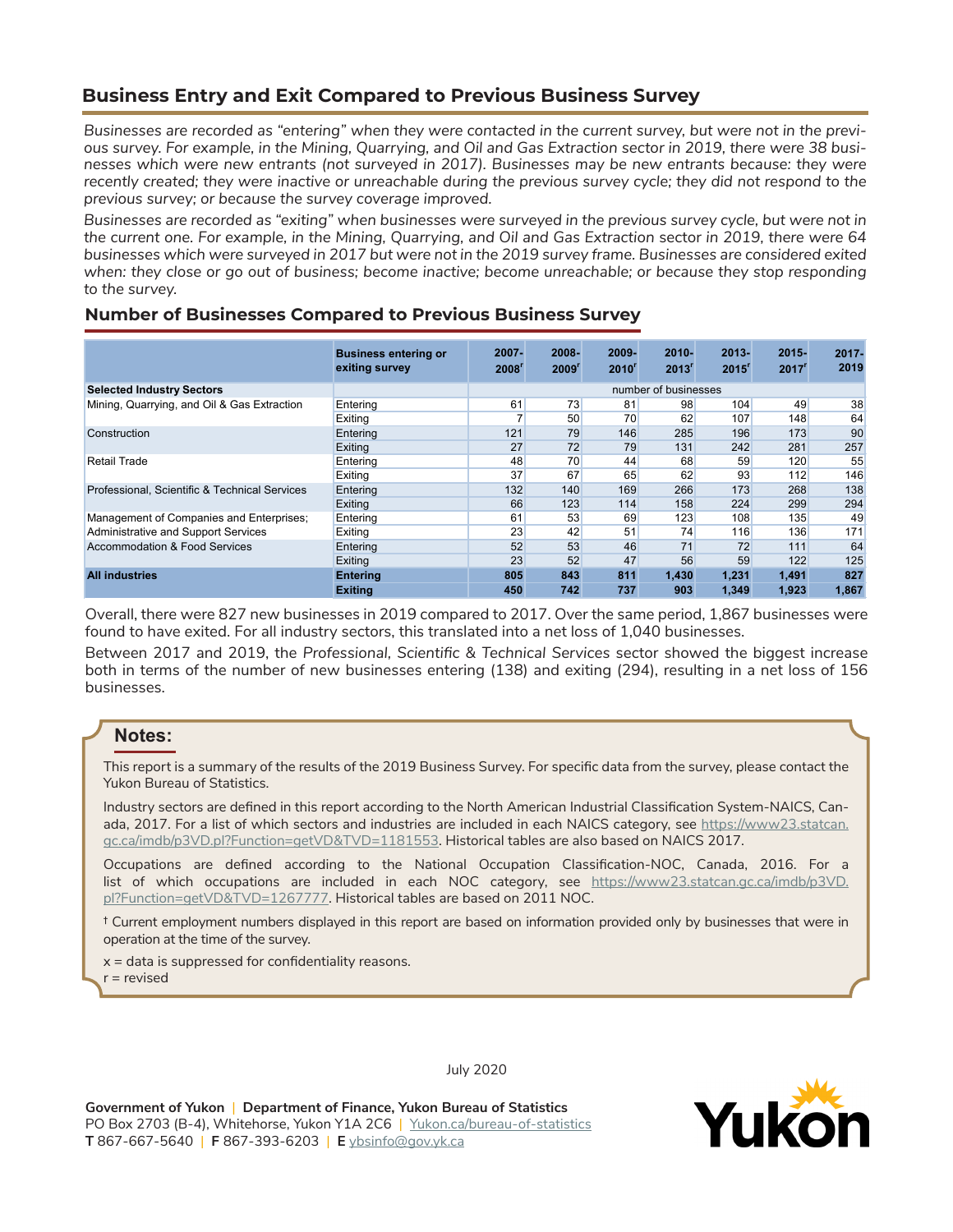## Business Entry and Exit Compared to Previous Business Survey

*Businesses are recorded as "entering" when they were contacted in the current survey, but were not in the previous survey. For example, in the Mining, Quarrying, and Oil and Gas Extraction sector in 2019, there were 38 businesses which were new entrants (not surveyed in 2017). Businesses may be new entrants because: they were recently created; they were inactive or unreachable during the previous survey cycle; they did not respond to the previous survey; or because the survey coverage improved.*

*Businesses are recorded as "exiting" when businesses were surveyed in the previous survey cycle, but were not in the current one. For example, in the Mining, Quarrying, and Oil and Gas Extraction sector in 2019, there were 64 businesses which were surveyed in 2017 but were not in the 2019 survey frame. Businesses are considered exited when: they close or go out of business; become inactive; become unreachable; or because they stop responding to the survey.*

### Number of Businesses Compared to Previous Business Survey

| | Business entering or exiting survey | 2007-2008[r] | 2008-2009[r] | 2009-2010[r] | 2010-2013[r] | 2013-2015[r] | 2015-2017[r] | 2017-2019 |
|---|---|---|---|---|---|---|---|---|
| **Selected Industry Sectors** | | number of businesses | | | | | | |
| Mining, Quarrying, and Oil & Gas Extraction | Entering | 61 | 73 | 81 | 98 | 104 | 49 | 38 |
| | Exiting | 7 | 50 | 70 | 62 | 107 | 148 | 64 |
| Construction | Entering | 121 | 79 | 146 | 285 | 196 | 173 | 90 |
| | Exiting | 27 | 72 | 79 | 131 | 242 | 281 | 257 |
| Retail Trade | Entering | 48 | 70 | 44 | 68 | 59 | 120 | 55 |
| | Exiting | 37 | 67 | 65 | 62 | 93 | 112 | 146 |
| Professional, Scientific & Technical Services | Entering | 132 | 140 | 169 | 266 | 173 | 268 | 138 |
| | Exiting | 66 | 123 | 114 | 158 | 224 | 299 | 294 |
| Management of Companies and Enterprises; Administrative and Support Services | Entering | 61 | 53 | 69 | 123 | 108 | 135 | 49 |
| | Exiting | 23 | 42 | 51 | 74 | 116 | 136 | 171 |
| Accommodation & Food Services | Entering | 52 | 53 | 46 | 71 | 72 | 111 | 64 |
| | Exiting | 23 | 52 | 47 | 56 | 59 | 122 | 125 |
| **All industries** | **Entering** | **805** | **843** | **811** | **1,430** | **1,231** | **1,491** | **827** |
| | **Exiting** | **450** | **742** | **737** | **903** | **1,349** | **1,923** | **1,867** |

Overall, there were 827 new businesses in 2019 compared to 2017. Over the same period, 1,867 businesses were found to have exited. For all industry sectors, this translated into a net loss of 1,040 businesses.

Between 2017 and 2019, the *Professional, Scientific & Technical Services* sector showed the biggest increase both in terms of the number of new businesses entering (138) and exiting (294), resulting in a net loss of 156 businesses.

### Notes:

This report is a summary of the results of the 2019 Business Survey. For specific data from the survey, please contact the Yukon Bureau of Statistics.

Industry sectors are defined in this report according to the North American Industrial Classification System-NAICS, Canada, 2017. For a list of which sectors and industries are included in each NAICS category, see https://www23.statcan.gc.ca/imdb/p3VD.pl?Function=getVD&TVD=1181553. Historical tables are also based on NAICS 2017.

Occupations are defined according to the National Occupation Classification-NOC, Canada, 2016. For a list of which occupations are included in each NOC category, see https://www23.statcan.gc.ca/imdb/p3VD.pl?Function=getVD&TVD=1267777. Historical tables are based on 2011 NOC.

† Current employment numbers displayed in this report are based on information provided only by businesses that were in operation at the time of the survey.

x = data is suppressed for confidentiality reasons.
r = revised

July 2020

**Government of Yukon** | **Department of Finance, Yukon Bureau of Statistics**
PO Box 2703 (B-4), Whitehorse, Yukon Y1A 2C6 | Yukon.ca/bureau-of-statistics
**T** 867-667-5640 | **F** 867-393-6203 | **E** ybsinfo@gov.yk.ca

Yukon